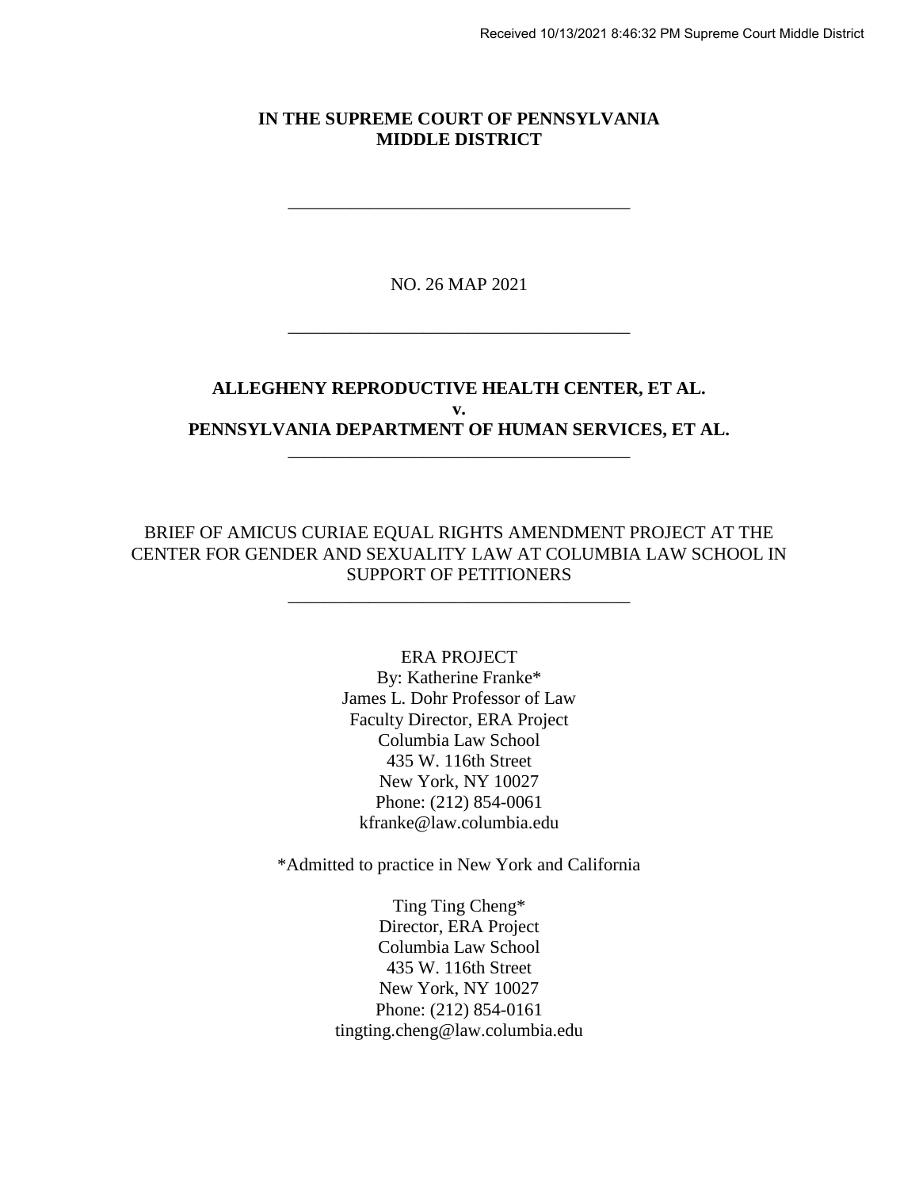Received 10/13/2021 8:46:32 PM Supreme Court Middle District

**IN THE SUPREME COURT OF PENNSYLVANIA**
**MIDDLE DISTRICT**

---

NO. 26 MAP 2021

---

**ALLEGHENY REPRODUCTIVE HEALTH CENTER, ET AL.**
**v.**
**PENNSYLVANIA DEPARTMENT OF HUMAN SERVICES, ET AL.**

---

BRIEF OF AMICUS CURIAE EQUAL RIGHTS AMENDMENT PROJECT AT THE CENTER FOR GENDER AND SEXUALITY LAW AT COLUMBIA LAW SCHOOL IN SUPPORT OF PETITIONERS

---

ERA PROJECT
By: Katherine Franke*
James L. Dohr Professor of Law
Faculty Director, ERA Project
Columbia Law School
435 W. 116th Street
New York, NY 10027
Phone: (212) 854-0061
kfranke@law.columbia.edu

*Admitted to practice in New York and California

Ting Ting Cheng*
Director, ERA Project
Columbia Law School
435 W. 116th Street
New York, NY 10027
Phone: (212) 854-0161
tingting.cheng@law.columbia.edu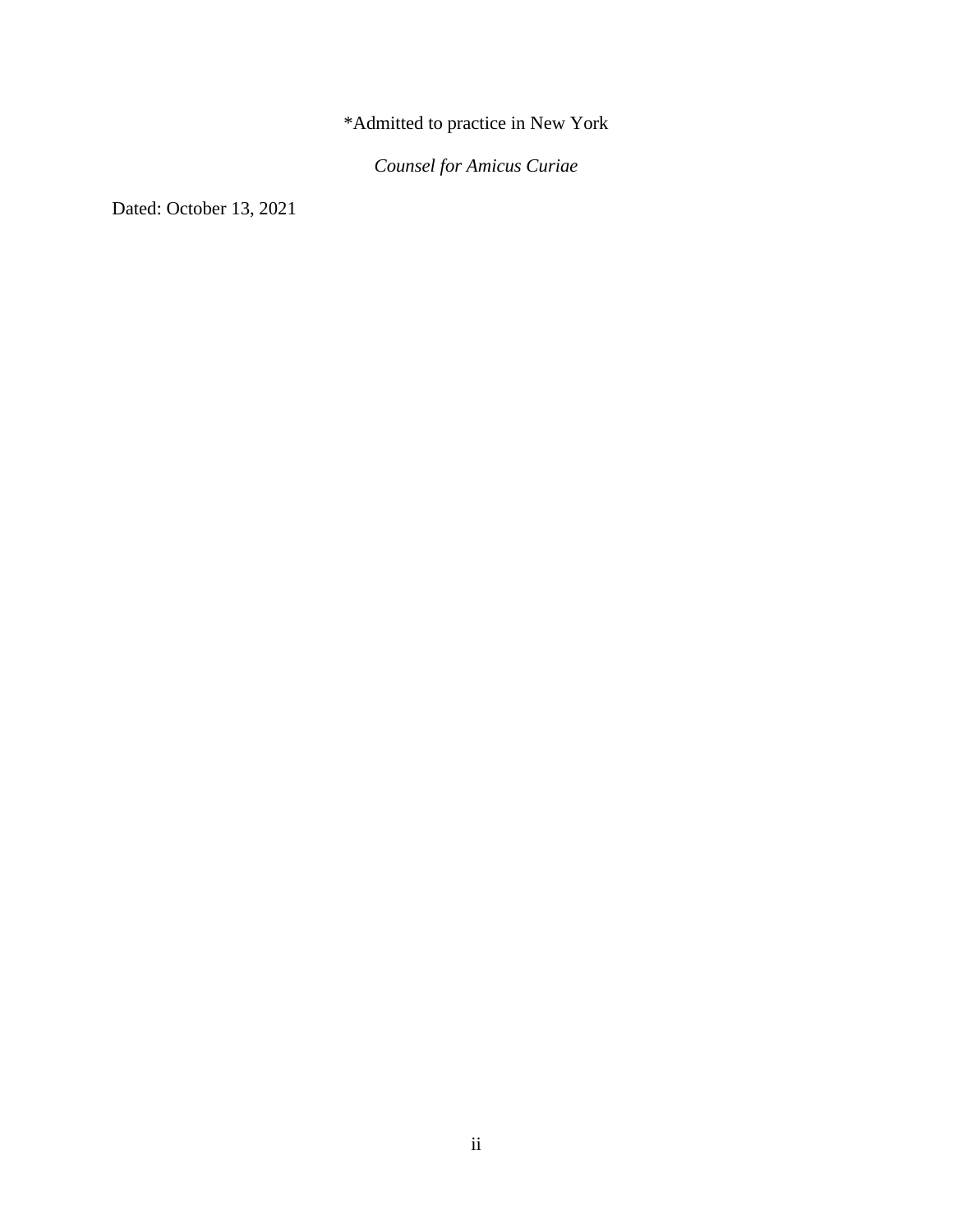*Admitted to practice in New York

*Counsel for Amicus Curiae*

Dated: October 13, 2021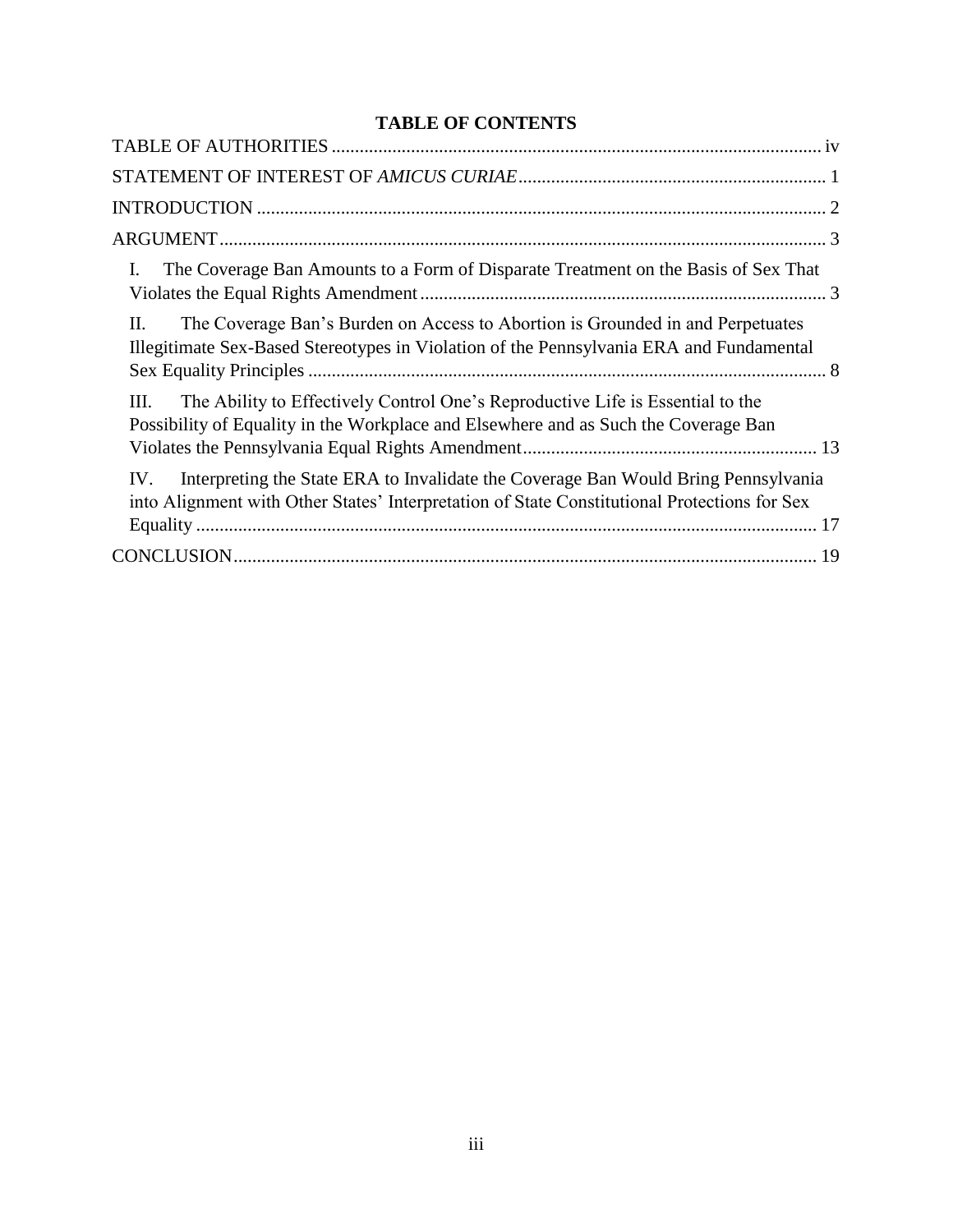## TABLE OF CONTENTS

TABLE OF AUTHORITIES ........................................................................................................ iv

STATEMENT OF INTEREST OF *AMICUS CURIAE* .................................................................. 1

INTRODUCTION ........................................................................................................................ 2

ARGUMENT ................................................................................................................................ 3

I. The Coverage Ban Amounts to a Form of Disparate Treatment on the Basis of Sex That Violates the Equal Rights Amendment ....................................................................................... 3

II. The Coverage Ban's Burden on Access to Abortion is Grounded in and Perpetuates Illegitimate Sex-Based Stereotypes in Violation of the Pennsylvania ERA and Fundamental Sex Equality Principles ............................................................................................................ 8

III. The Ability to Effectively Control One's Reproductive Life is Essential to the Possibility of Equality in the Workplace and Elsewhere and as Such the Coverage Ban Violates the Pennsylvania Equal Rights Amendment ............................................................... 13

IV. Interpreting the State ERA to Invalidate the Coverage Ban Would Bring Pennsylvania into Alignment with Other States' Interpretation of State Constitutional Protections for Sex Equality ..................................................................................................................................... 17

CONCLUSION ............................................................................................................................ 19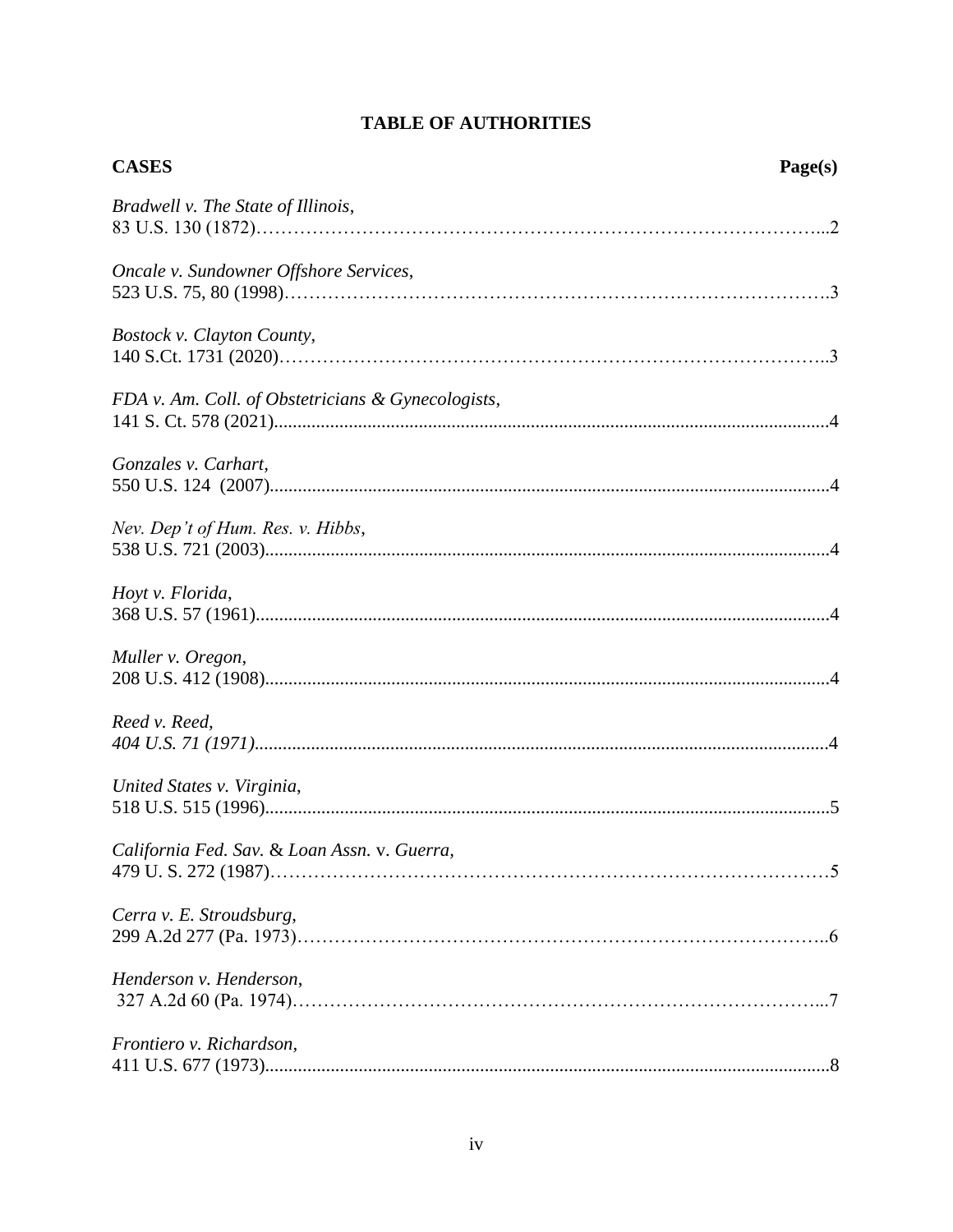# TABLE OF AUTHORITIES

| **CASES** | **Page(s)** |
|---|---|
| *Bradwell v. The State of Illinois*, 83 U.S. 130 (1872) | 2 |
| *Oncale v. Sundowner Offshore Services*, 523 U.S. 75, 80 (1998) | 3 |
| *Bostock v. Clayton County*, 140 S.Ct. 1731 (2020) | 3 |
| *FDA v. Am. Coll. of Obstetricians & Gynecologists*, 141 S. Ct. 578 (2021) | 4 |
| *Gonzales v. Carhart*, 550 U.S. 124 (2007) | 4 |
| *Nev. Dep't of Hum. Res. v. Hibbs*, 538 U.S. 721 (2003) | 4 |
| *Hoyt v. Florida*, 368 U.S. 57 (1961) | 4 |
| *Muller v. Oregon*, 208 U.S. 412 (1908) | 4 |
| *Reed v. Reed*, *404 U.S. 71 (1971)* | 4 |
| *United States v. Virginia*, 518 U.S. 515 (1996) | 5 |
| *California Fed. Sav. & Loan Assn.* v. *Guerra*, 479 U. S. 272 (1987) | 5 |
| *Cerra v. E. Stroudsburg*, 299 A.2d 277 (Pa. 1973) | 6 |
| *Henderson v. Henderson*, 327 A.2d 60 (Pa. 1974) | 7 |
| *Frontiero v. Richardson*, 411 U.S. 677 (1973) | 8 |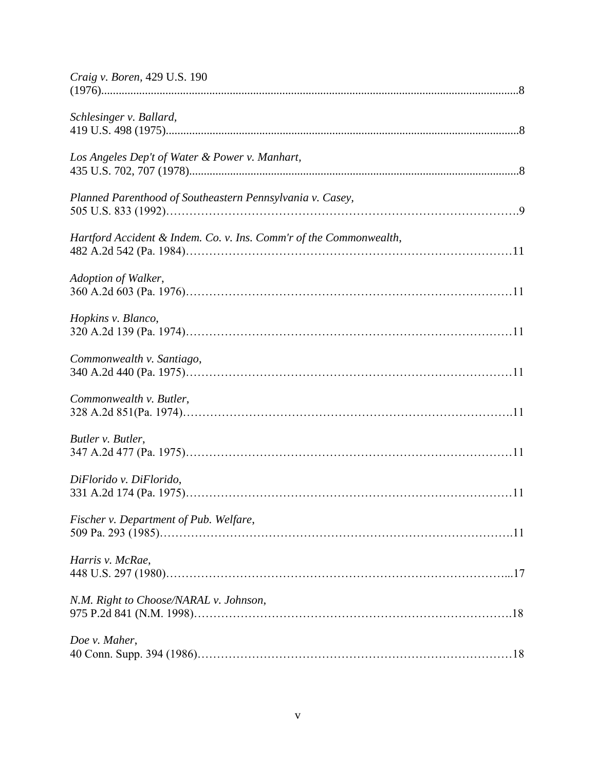*Craig v. Boren*, 429 U.S. 190 (1976)..............................................................................................................................................8

*Schlesinger v. Ballard*, 419 U.S. 498 (1975).......................................................................................................................8

*Los Angeles Dep't of Water & Power v. Manhart*, 435 U.S. 702, 707 (1978)...............................................................................................................8

*Planned Parenthood of Southeastern Pennsylvania v. Casey*, 505 U.S. 833 (1992)……………………………………………………………………………….9

*Hartford Accident & Indem. Co. v. Ins. Comm'r of the Commonwealth*, 482 A.2d 542 (Pa. 1984)……………………………………………………………………………11

*Adoption of Walker*, 360 A.2d 603 (Pa. 1976)……………………………………………………………………………11

*Hopkins v. Blanco*, 320 A.2d 139 (Pa. 1974)……………………………………………………………………………11

*Commonwealth v. Santiago*, 340 A.2d 440 (Pa. 1975)……………………………………………………………………………11

*Commonwealth v. Butler*, 328 A.2d 851(Pa. 1974)……………………………………………………………………………11

*Butler v. Butler*, 347 A.2d 477 (Pa. 1975)……………………………………………………………………………11

*DiFlorido v. DiFlorido*, 331 A.2d 174 (Pa. 1975)……………………………………………………………………………11

*Fischer v. Department of Pub. Welfare*, 509 Pa. 293 (1985)……………………………………………………………………………….11

*Harris v. McRae*, 448 U.S. 297 (1980)……………………………………………………………………………...17

*N.M. Right to Choose/NARAL v. Johnson*, 975 P.2d 841 (N.M. 1998)…………………………………………………………………………18

*Doe v. Maher*, 40 Conn. Supp. 394 (1986)……………………………………………………………………………18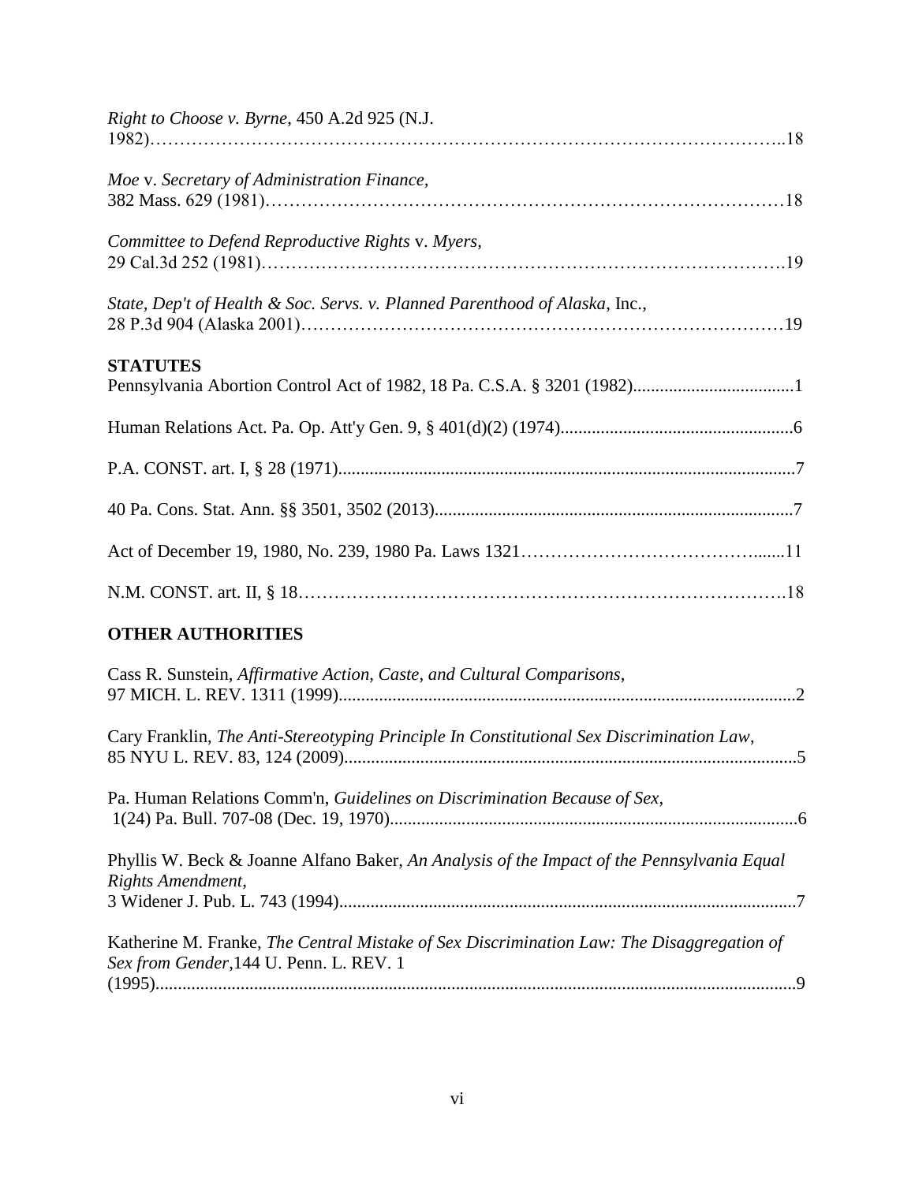*Right to Choose v. Byrne*, 450 A.2d 925 (N.J. 1982)……………………………………………………………………………………………..18

*Moe* v. *Secretary of Administration Finance*, 382 Mass. 629 (1981)…………………………………………………………………………18

*Committee to Defend Reproductive Rights* v. *Myers*, 29 Cal.3d 252 (1981)……………………………………………………………………………….19

*State, Dep't of Health & Soc. Servs. v. Planned Parenthood of Alaska*, Inc., 28 P.3d 904 (Alaska 2001)……………………………………………………………………19

**STATUTES**

Pennsylvania Abortion Control Act of 1982, 18 Pa. C.S.A. § 3201 (1982)....................................1

Human Relations Act. Pa. Op. Att'y Gen. 9, § 401(d)(2) (1974)....................................................6

P.A. CONST. art. I, § 28 (1971)......................................................................................................7

40 Pa. Cons. Stat. Ann. §§ 3501, 3502 (2013)................................................................................7

Act of December 19, 1980, No. 239, 1980 Pa. Laws 1321…………………………………......11

N.M. CONST. art. II, § 18……………………………………………………………………….18

**OTHER AUTHORITIES**

Cass R. Sunstein, *Affirmative Action, Caste, and Cultural Comparisons*, 97 MICH. L. REV. 1311 (1999).....................................................................................................2

Cary Franklin, *The Anti-Stereotyping Principle In Constitutional Sex Discrimination Law*, 85 NYU L. REV. 83, 124 (2009).....................................................................................................5

Pa. Human Relations Comm'n, *Guidelines on Discrimination Because of Sex*, 1(24) Pa. Bull. 707-08 (Dec. 19, 1970)...........................................................................................6

Phyllis W. Beck & Joanne Alfano Baker, *An Analysis of the Impact of the Pennsylvania Equal Rights Amendment*, 3 Widener J. Pub. L. 743 (1994)......................................................................................................7

Katherine M. Franke, *The Central Mistake of Sex Discrimination Law: The Disaggregation of Sex from Gender*,144 U. Penn. L. REV. 1 (1995).............................................................................................................................9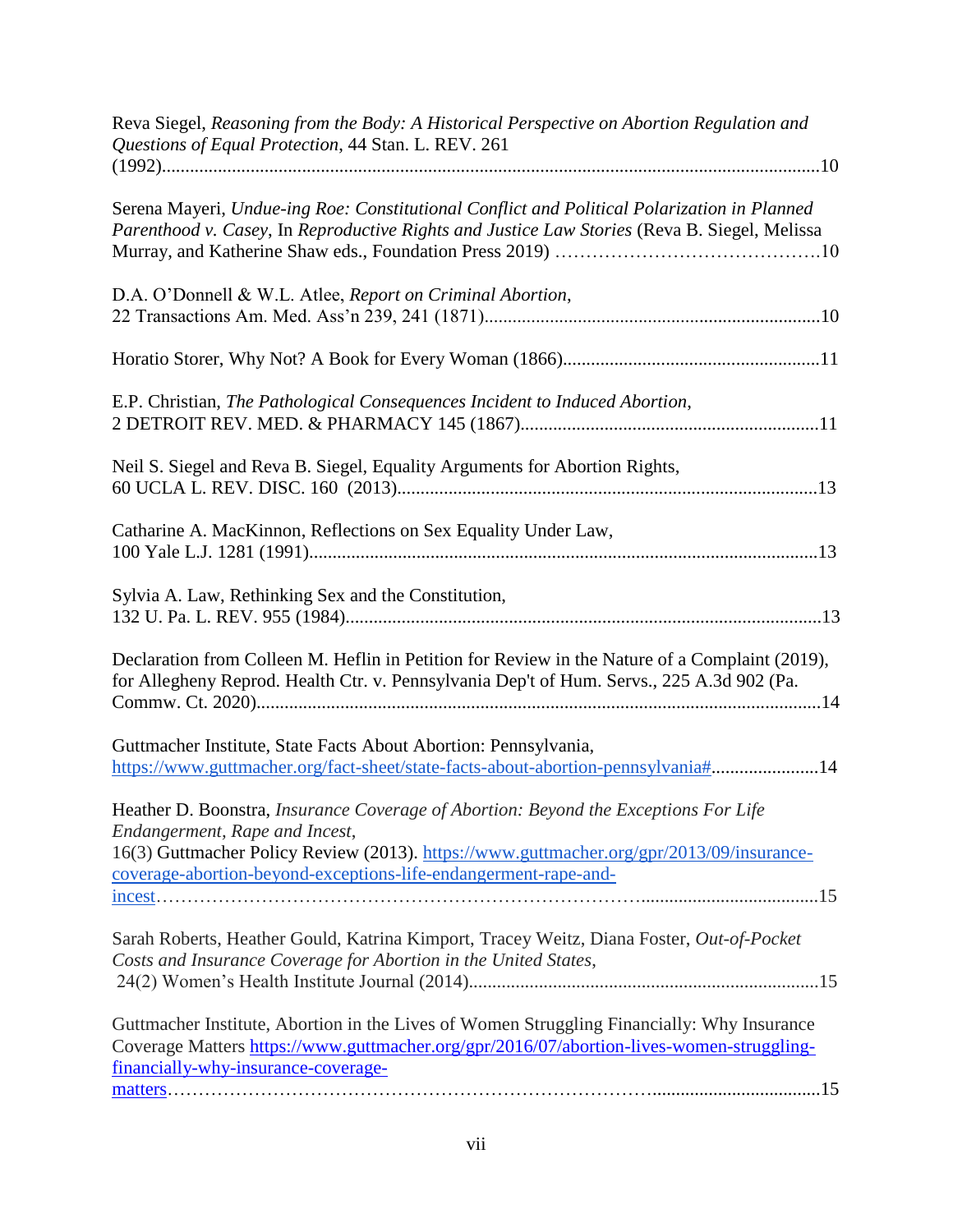Reva Siegel, *Reasoning from the Body: A Historical Perspective on Abortion Regulation and Questions of Equal Protection*, 44 Stan. L. REV. 261 (1992)............................................................................................................................10

Serena Mayeri, *Undue-ing Roe: Constitutional Conflict and Political Polarization in Planned Parenthood v. Casey*, In *Reproductive Rights and Justice Law Stories* (Reva B. Siegel, Melissa Murray, and Katherine Shaw eds., Foundation Press 2019) ……………………………………10

D.A. O'Donnell & W.L. Atlee, *Report on Criminal Abortion*, 22 Transactions Am. Med. Ass'n 239, 241 (1871)........................................................................10

Horatio Storer, Why Not? A Book for Every Woman (1866).......................................................11

E.P. Christian, *The Pathological Consequences Incident to Induced Abortion*, 2 DETROIT REV. MED. & PHARMACY 145 (1867)................................................................11

Neil S. Siegel and Reva B. Siegel, Equality Arguments for Abortion Rights, 60 UCLA L. REV. DISC. 160 (2013)..........................................................................................13

Catharine A. MacKinnon, Reflections on Sex Equality Under Law, 100 Yale L.J. 1281 (1991)..............................................................................................................13

Sylvia A. Law, Rethinking Sex and the Constitution, 132 U. Pa. L. REV. 955 (1984)......................................................................................................13

Declaration from Colleen M. Heflin in Petition for Review in the Nature of a Complaint (2019), for Allegheny Reprod. Health Ctr. v. Pennsylvania Dep't of Hum. Servs., 225 A.3d 902 (Pa. Commw. Ct. 2020)........................................................................................................................14

Guttmacher Institute, State Facts About Abortion: Pennsylvania, https://www.guttmacher.org/fact-sheet/state-facts-about-abortion-pennsylvania#.......................14

Heather D. Boonstra, *Insurance Coverage of Abortion: Beyond the Exceptions For Life Endangerment, Rape and Incest*, 16(3) Guttmacher Policy Review (2013). https://www.guttmacher.org/gpr/2013/09/insurance-coverage-abortion-beyond-exceptions-life-endangerment-rape-and-incest…………………………………………………………………......................................15

Sarah Roberts, Heather Gould, Katrina Kimport, Tracey Weitz, Diana Foster, *Out-of-Pocket Costs and Insurance Coverage for Abortion in the United States*, 24(2) Women's Health Institute Journal (2014)...........................................................................15

Guttmacher Institute, Abortion in the Lives of Women Struggling Financially: Why Insurance Coverage Matters https://www.guttmacher.org/gpr/2016/07/abortion-lives-women-struggling-financially-why-insurance-coverage-matters……………………………………………………………………....................................15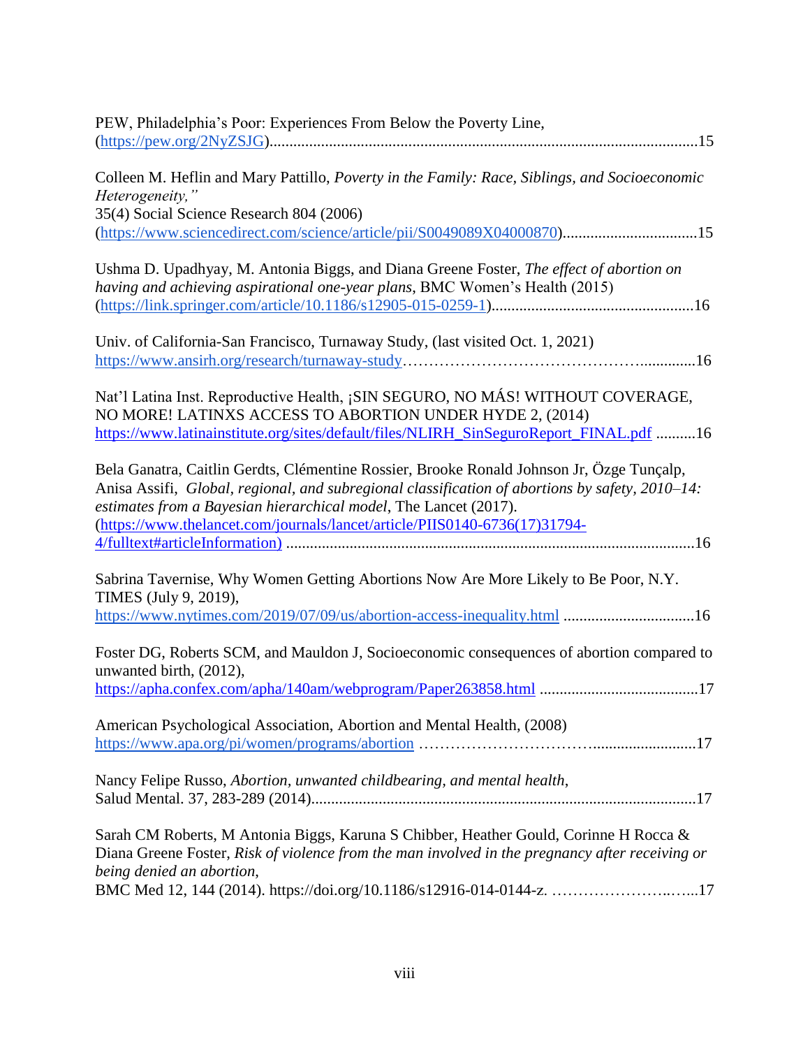PEW, Philadelphia's Poor: Experiences From Below the Poverty Line, (https://pew.org/2NyZSJG)...........................................................................................................15

Colleen M. Heflin and Mary Pattillo, *Poverty in the Family: Race, Siblings, and Socioeconomic Heterogeneity,"*
35(4) Social Science Research 804 (2006)
(https://www.sciencedirect.com/science/article/pii/S0049089X04000870).................................15

Ushma D. Upadhyay, M. Antonia Biggs, and Diana Greene Foster, *The effect of abortion on having and achieving aspirational one-year plans*, BMC Women's Health (2015)
(https://link.springer.com/article/10.1186/s12905-015-0259-1)..................................................16

Univ. of California-San Francisco, Turnaway Study, (last visited Oct. 1, 2021)
https://www.ansirh.org/research/turnaway-study……………………………………..............16

Nat'l Latina Inst. Reproductive Health, ¡SIN SEGURO, NO MÁS! WITHOUT COVERAGE, NO MORE! LATINXS ACCESS TO ABORTION UNDER HYDE 2, (2014)
https://www.latinainstitute.org/sites/default/files/NLIRH_SinSeguroReport_FINAL.pdf ..........16

Bela Ganatra, Caitlin Gerdts, Clémentine Rossier, Brooke Ronald Johnson Jr, Özge Tunçalp, Anisa Assifi, *Global, regional, and subregional classification of abortions by safety, 2010–14: estimates from a Bayesian hierarchical model*, The Lancet (2017).
(https://www.thelancet.com/journals/lancet/article/PIIS0140-6736(17)31794-4/fulltext#articleInformation) ......................................................................................................16

Sabrina Tavernise, Why Women Getting Abortions Now Are More Likely to Be Poor, N.Y. TIMES (July 9, 2019),
https://www.nytimes.com/2019/07/09/us/abortion-access-inequality.html ................................16

Foster DG, Roberts SCM, and Mauldon J, Socioeconomic consequences of abortion compared to unwanted birth, (2012),
https://apha.confex.com/apha/140am/webprogram/Paper263858.html .......................................17

American Psychological Association, Abortion and Mental Health, (2008)
https://www.apa.org/pi/women/programs/abortion ………………………….........................17

Nancy Felipe Russo, *Abortion, unwanted childbearing, and mental health*,
Salud Mental. 37, 283-289 (2014)................................................................................................17

Sarah CM Roberts, M Antonia Biggs, Karuna S Chibber, Heather Gould, Corinne H Rocca & Diana Greene Foster, *Risk of violence from the man involved in the pregnancy after receiving or being denied an abortion*,
BMC Med 12, 144 (2014). https://doi.org/10.1186/s12916-014-0144-z. …………………..…...17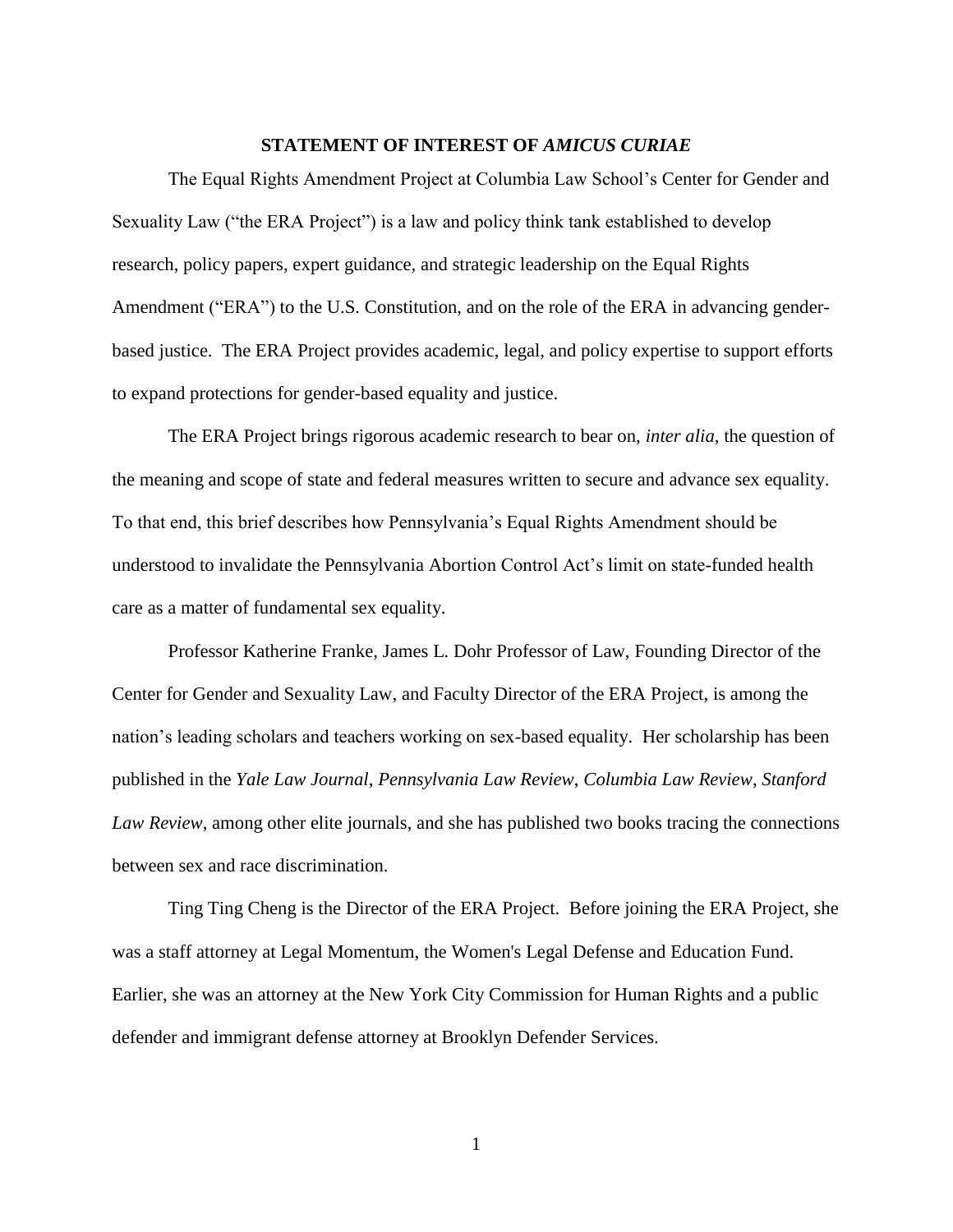## STATEMENT OF INTEREST OF *AMICUS CURIAE*

The Equal Rights Amendment Project at Columbia Law School's Center for Gender and Sexuality Law ("the ERA Project") is a law and policy think tank established to develop research, policy papers, expert guidance, and strategic leadership on the Equal Rights Amendment ("ERA") to the U.S. Constitution, and on the role of the ERA in advancing gender-based justice. The ERA Project provides academic, legal, and policy expertise to support efforts to expand protections for gender-based equality and justice.

The ERA Project brings rigorous academic research to bear on, *inter alia*, the question of the meaning and scope of state and federal measures written to secure and advance sex equality. To that end, this brief describes how Pennsylvania's Equal Rights Amendment should be understood to invalidate the Pennsylvania Abortion Control Act's limit on state-funded health care as a matter of fundamental sex equality.

Professor Katherine Franke, James L. Dohr Professor of Law, Founding Director of the Center for Gender and Sexuality Law, and Faculty Director of the ERA Project, is among the nation's leading scholars and teachers working on sex-based equality. Her scholarship has been published in the *Yale Law Journal*, *Pennsylvania Law Review*, *Columbia Law Review*, *Stanford Law Review*, among other elite journals, and she has published two books tracing the connections between sex and race discrimination.

Ting Ting Cheng is the Director of the ERA Project. Before joining the ERA Project, she was a staff attorney at Legal Momentum, the Women's Legal Defense and Education Fund. Earlier, she was an attorney at the New York City Commission for Human Rights and a public defender and immigrant defense attorney at Brooklyn Defender Services.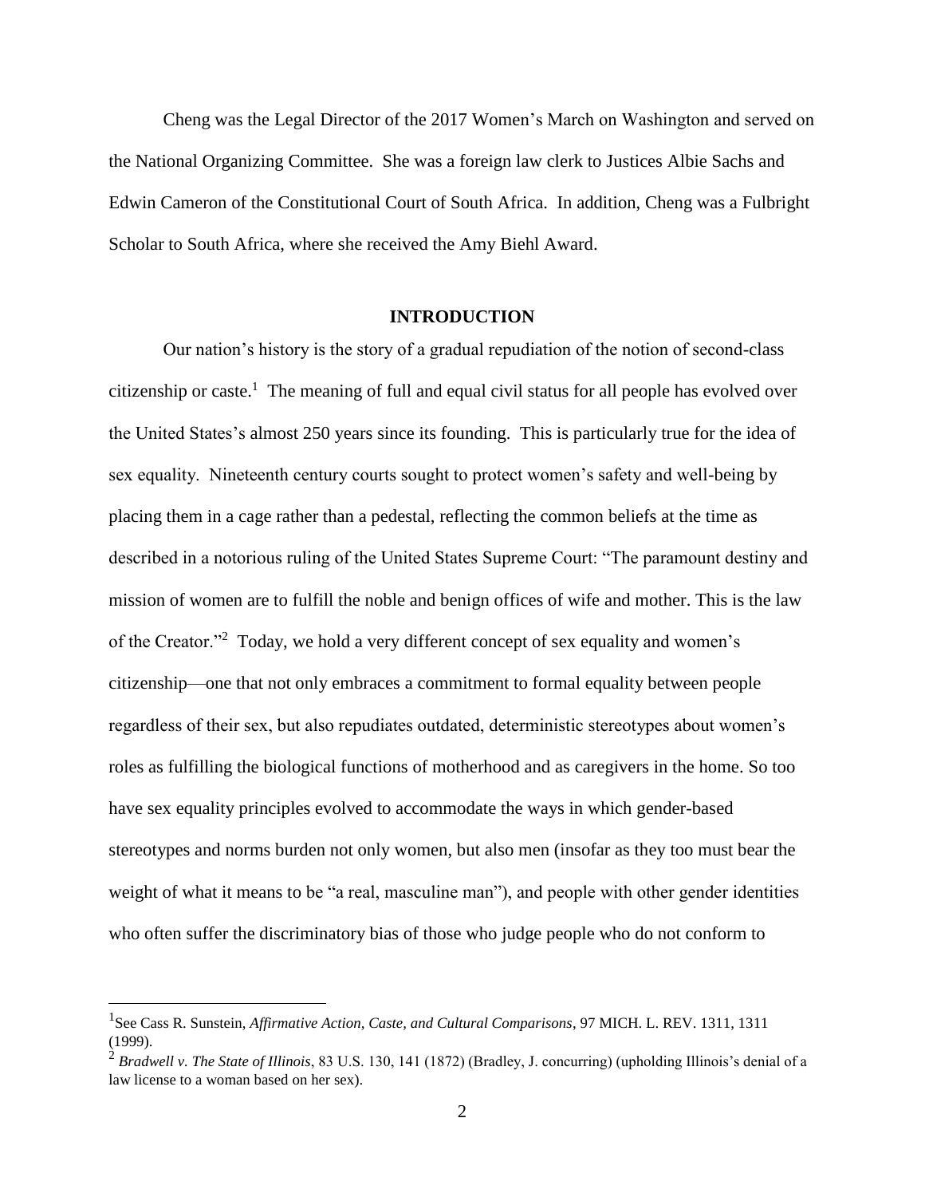Cheng was the Legal Director of the 2017 Women's March on Washington and served on the National Organizing Committee. She was a foreign law clerk to Justices Albie Sachs and Edwin Cameron of the Constitutional Court of South Africa. In addition, Cheng was a Fulbright Scholar to South Africa, where she received the Amy Biehl Award.

## INTRODUCTION

Our nation's history is the story of a gradual repudiation of the notion of second-class citizenship or caste.[1] The meaning of full and equal civil status for all people has evolved over the United States's almost 250 years since its founding. This is particularly true for the idea of sex equality. Nineteenth century courts sought to protect women's safety and well-being by placing them in a cage rather than a pedestal, reflecting the common beliefs at the time as described in a notorious ruling of the United States Supreme Court: "The paramount destiny and mission of women are to fulfill the noble and benign offices of wife and mother. This is the law of the Creator."[2] Today, we hold a very different concept of sex equality and women's citizenship—one that not only embraces a commitment to formal equality between people regardless of their sex, but also repudiates outdated, deterministic stereotypes about women's roles as fulfilling the biological functions of motherhood and as caregivers in the home. So too have sex equality principles evolved to accommodate the ways in which gender-based stereotypes and norms burden not only women, but also men (insofar as they too must bear the weight of what it means to be "a real, masculine man"), and people with other gender identities who often suffer the discriminatory bias of those who judge people who do not conform to

---

[1] See Cass R. Sunstein, *Affirmative Action, Caste, and Cultural Comparisons*, 97 MICH. L. REV. 1311, 1311 (1999).

[2] *Bradwell v. The State of Illinois*, 83 U.S. 130, 141 (1872) (Bradley, J. concurring) (upholding Illinois's denial of a law license to a woman based on her sex).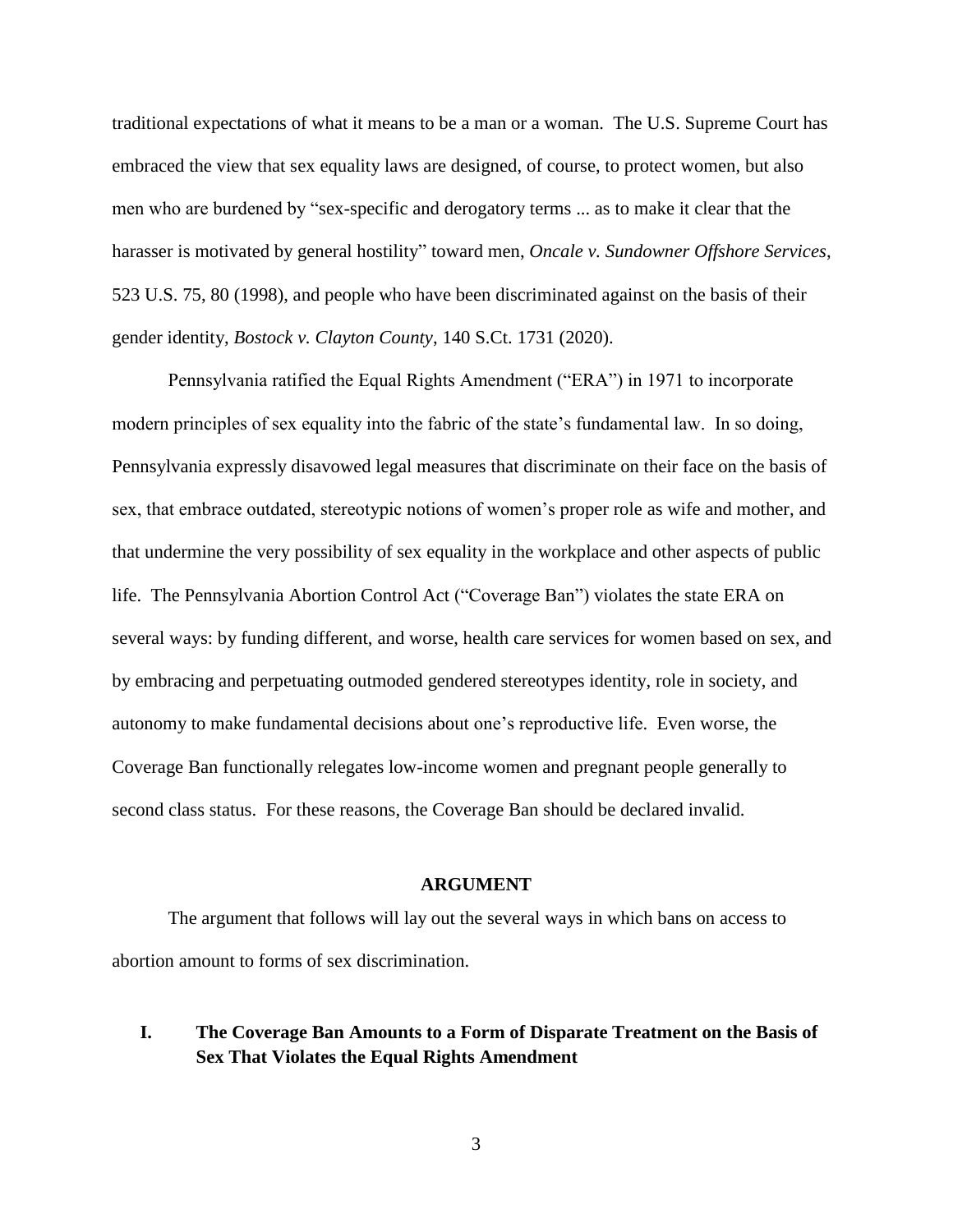traditional expectations of what it means to be a man or a woman. The U.S. Supreme Court has embraced the view that sex equality laws are designed, of course, to protect women, but also men who are burdened by "sex-specific and derogatory terms ... as to make it clear that the harasser is motivated by general hostility" toward men, *Oncale v. Sundowner Offshore Services*, 523 U.S. 75, 80 (1998), and people who have been discriminated against on the basis of their gender identity, *Bostock v. Clayton County*, 140 S.Ct. 1731 (2020).

Pennsylvania ratified the Equal Rights Amendment ("ERA") in 1971 to incorporate modern principles of sex equality into the fabric of the state's fundamental law. In so doing, Pennsylvania expressly disavowed legal measures that discriminate on their face on the basis of sex, that embrace outdated, stereotypic notions of women's proper role as wife and mother, and that undermine the very possibility of sex equality in the workplace and other aspects of public life. The Pennsylvania Abortion Control Act ("Coverage Ban") violates the state ERA on several ways: by funding different, and worse, health care services for women based on sex, and by embracing and perpetuating outmoded gendered stereotypes identity, role in society, and autonomy to make fundamental decisions about one's reproductive life. Even worse, the Coverage Ban functionally relegates low-income women and pregnant people generally to second class status. For these reasons, the Coverage Ban should be declared invalid.

## ARGUMENT

The argument that follows will lay out the several ways in which bans on access to abortion amount to forms of sex discrimination.

### I. The Coverage Ban Amounts to a Form of Disparate Treatment on the Basis of Sex That Violates the Equal Rights Amendment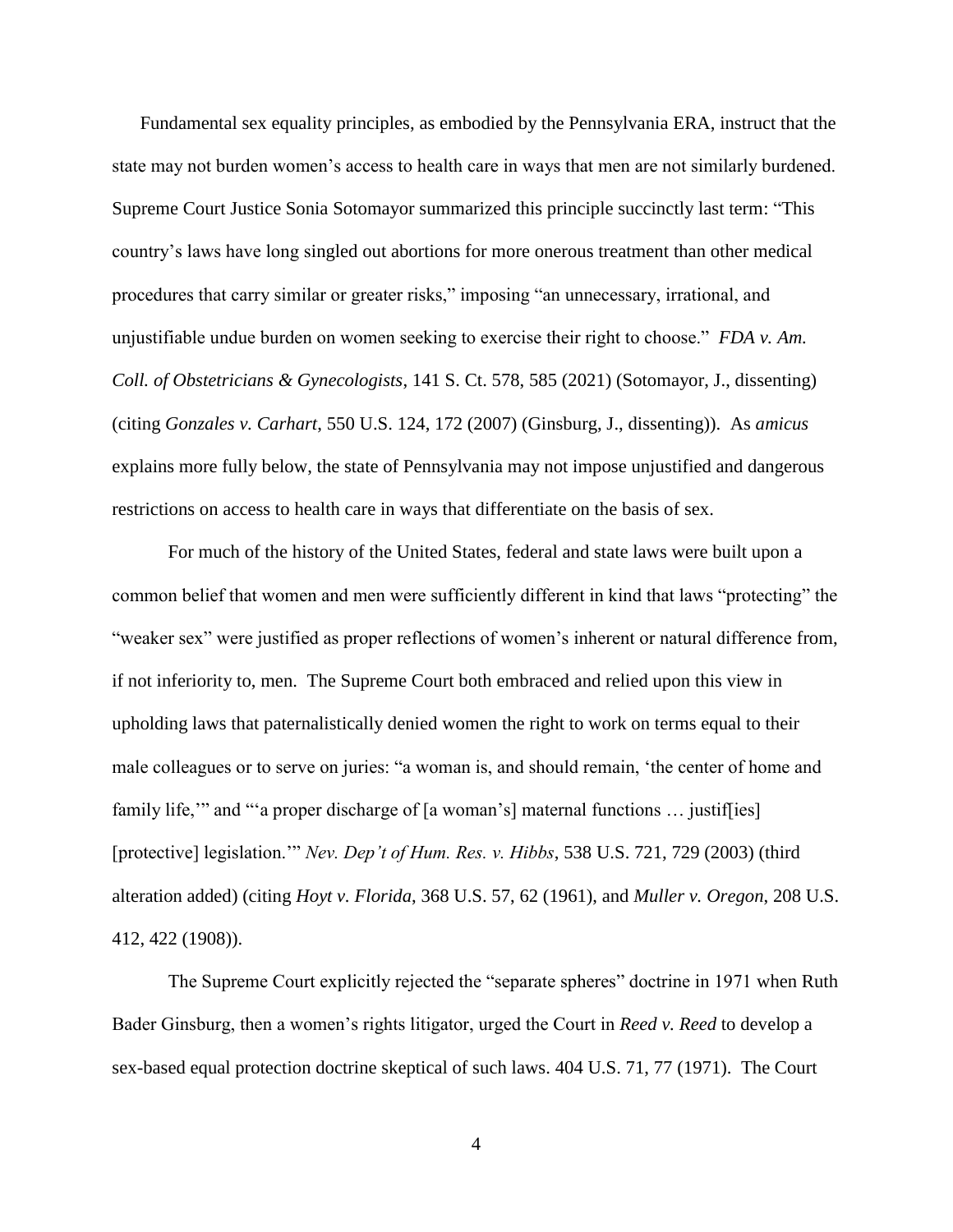Fundamental sex equality principles, as embodied by the Pennsylvania ERA, instruct that the state may not burden women's access to health care in ways that men are not similarly burdened. Supreme Court Justice Sonia Sotomayor summarized this principle succinctly last term: "This country's laws have long singled out abortions for more onerous treatment than other medical procedures that carry similar or greater risks," imposing "an unnecessary, irrational, and unjustifiable undue burden on women seeking to exercise their right to choose." *FDA v. Am. Coll. of Obstetricians & Gynecologists*, 141 S. Ct. 578, 585 (2021) (Sotomayor, J., dissenting) (citing *Gonzales v. Carhart*, 550 U.S. 124, 172 (2007) (Ginsburg, J., dissenting)). As *amicus* explains more fully below, the state of Pennsylvania may not impose unjustified and dangerous restrictions on access to health care in ways that differentiate on the basis of sex.

For much of the history of the United States, federal and state laws were built upon a common belief that women and men were sufficiently different in kind that laws "protecting" the "weaker sex" were justified as proper reflections of women's inherent or natural difference from, if not inferiority to, men. The Supreme Court both embraced and relied upon this view in upholding laws that paternalistically denied women the right to work on terms equal to their male colleagues or to serve on juries: "a woman is, and should remain, 'the center of home and family life,'" and "'a proper discharge of [a woman's] maternal functions … justif[ies] [protective] legislation.'" *Nev. Dep't of Hum. Res. v. Hibbs*, 538 U.S. 721, 729 (2003) (third alteration added) (citing *Hoyt v. Florida*, 368 U.S. 57, 62 (1961), and *Muller v. Oregon*, 208 U.S. 412, 422 (1908)).

The Supreme Court explicitly rejected the "separate spheres" doctrine in 1971 when Ruth Bader Ginsburg, then a women's rights litigator, urged the Court in *Reed v. Reed* to develop a sex-based equal protection doctrine skeptical of such laws. 404 U.S. 71, 77 (1971). The Court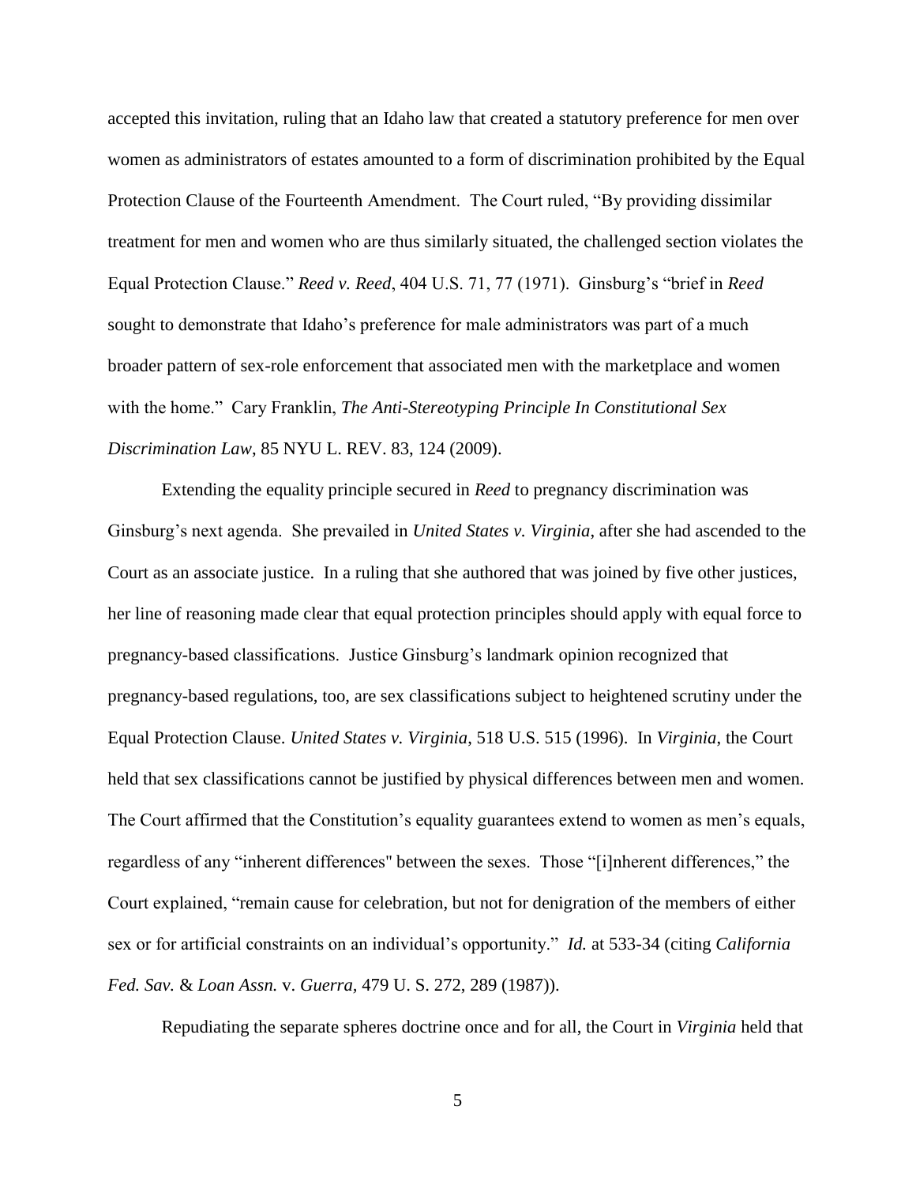accepted this invitation, ruling that an Idaho law that created a statutory preference for men over women as administrators of estates amounted to a form of discrimination prohibited by the Equal Protection Clause of the Fourteenth Amendment. The Court ruled, "By providing dissimilar treatment for men and women who are thus similarly situated, the challenged section violates the Equal Protection Clause." *Reed v. Reed*, 404 U.S. 71, 77 (1971). Ginsburg's "brief in *Reed* sought to demonstrate that Idaho's preference for male administrators was part of a much broader pattern of sex-role enforcement that associated men with the marketplace and women with the home." Cary Franklin, *The Anti-Stereotyping Principle In Constitutional Sex Discrimination Law*, 85 NYU L. REV. 83, 124 (2009).

Extending the equality principle secured in *Reed* to pregnancy discrimination was Ginsburg's next agenda. She prevailed in *United States v. Virginia*, after she had ascended to the Court as an associate justice. In a ruling that she authored that was joined by five other justices, her line of reasoning made clear that equal protection principles should apply with equal force to pregnancy-based classifications. Justice Ginsburg's landmark opinion recognized that pregnancy-based regulations, too, are sex classifications subject to heightened scrutiny under the Equal Protection Clause. *United States v. Virginia*, 518 U.S. 515 (1996). In *Virginia*, the Court held that sex classifications cannot be justified by physical differences between men and women. The Court affirmed that the Constitution's equality guarantees extend to women as men's equals, regardless of any "inherent differences" between the sexes. Those "[i]nherent differences," the Court explained, "remain cause for celebration, but not for denigration of the members of either sex or for artificial constraints on an individual's opportunity." *Id.* at 533-34 (citing *California Fed. Sav. & Loan Assn.* v. *Guerra*, 479 U. S. 272, 289 (1987)).

Repudiating the separate spheres doctrine once and for all, the Court in *Virginia* held that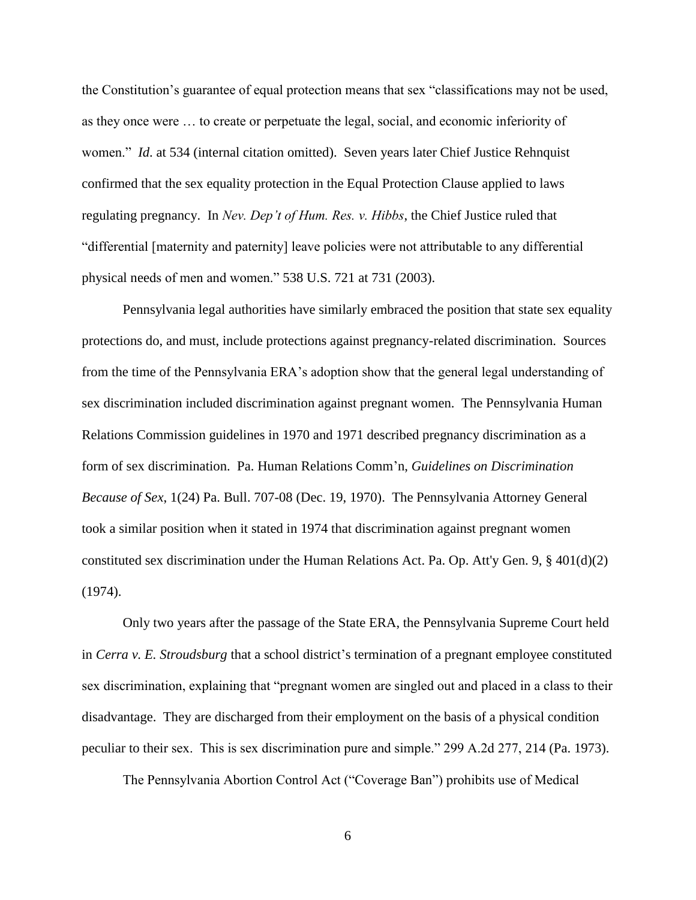the Constitution's guarantee of equal protection means that sex "classifications may not be used, as they once were … to create or perpetuate the legal, social, and economic inferiority of women." *Id.* at 534 (internal citation omitted). Seven years later Chief Justice Rehnquist confirmed that the sex equality protection in the Equal Protection Clause applied to laws regulating pregnancy. In *Nev. Dep't of Hum. Res. v. Hibbs*, the Chief Justice ruled that "differential [maternity and paternity] leave policies were not attributable to any differential physical needs of men and women." 538 U.S. 721 at 731 (2003).

Pennsylvania legal authorities have similarly embraced the position that state sex equality protections do, and must, include protections against pregnancy-related discrimination. Sources from the time of the Pennsylvania ERA's adoption show that the general legal understanding of sex discrimination included discrimination against pregnant women. The Pennsylvania Human Relations Commission guidelines in 1970 and 1971 described pregnancy discrimination as a form of sex discrimination. Pa. Human Relations Comm'n, *Guidelines on Discrimination Because of Sex*, 1(24) Pa. Bull. 707-08 (Dec. 19, 1970). The Pennsylvania Attorney General took a similar position when it stated in 1974 that discrimination against pregnant women constituted sex discrimination under the Human Relations Act. Pa. Op. Att'y Gen. 9, § 401(d)(2) (1974).

Only two years after the passage of the State ERA, the Pennsylvania Supreme Court held in *Cerra v. E. Stroudsburg* that a school district's termination of a pregnant employee constituted sex discrimination, explaining that "pregnant women are singled out and placed in a class to their disadvantage. They are discharged from their employment on the basis of a physical condition peculiar to their sex. This is sex discrimination pure and simple." 299 A.2d 277, 214 (Pa. 1973).

The Pennsylvania Abortion Control Act ("Coverage Ban") prohibits use of Medical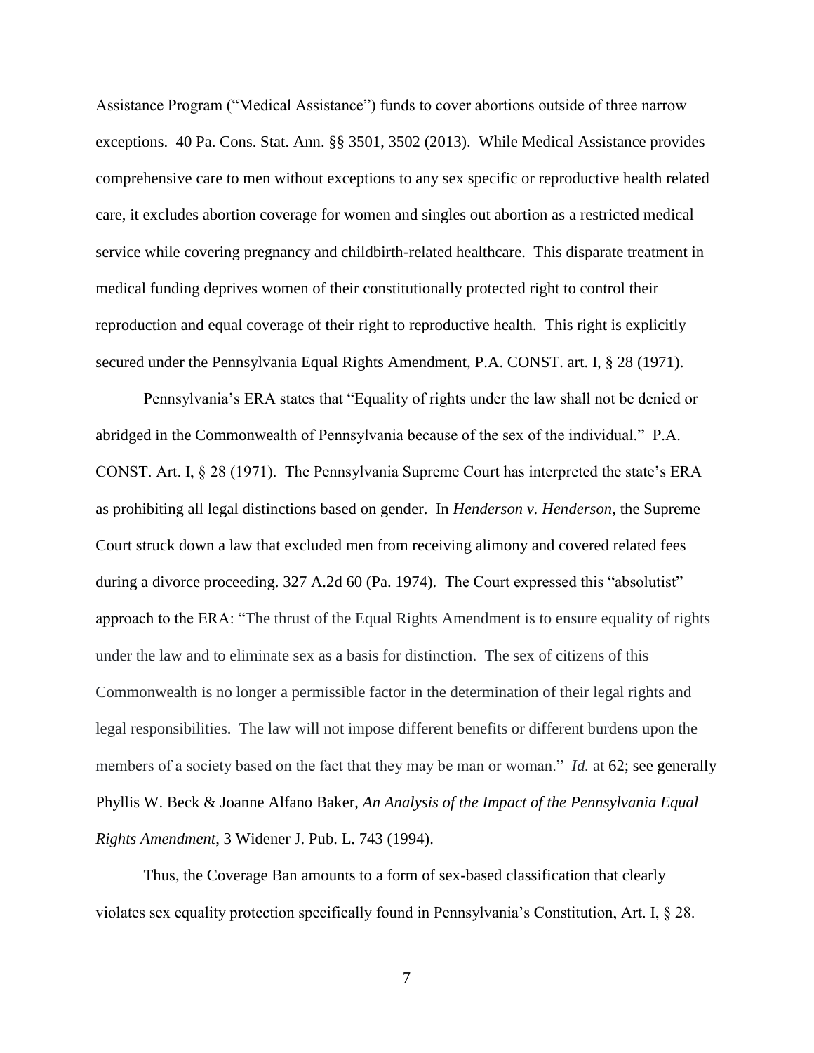Assistance Program ("Medical Assistance") funds to cover abortions outside of three narrow exceptions. 40 Pa. Cons. Stat. Ann. §§ 3501, 3502 (2013). While Medical Assistance provides comprehensive care to men without exceptions to any sex specific or reproductive health related care, it excludes abortion coverage for women and singles out abortion as a restricted medical service while covering pregnancy and childbirth-related healthcare. This disparate treatment in medical funding deprives women of their constitutionally protected right to control their reproduction and equal coverage of their right to reproductive health. This right is explicitly secured under the Pennsylvania Equal Rights Amendment, P.A. CONST. art. I, § 28 (1971).

Pennsylvania's ERA states that "Equality of rights under the law shall not be denied or abridged in the Commonwealth of Pennsylvania because of the sex of the individual." P.A. CONST. Art. I, § 28 (1971). The Pennsylvania Supreme Court has interpreted the state's ERA as prohibiting all legal distinctions based on gender. In *Henderson v. Henderson*, the Supreme Court struck down a law that excluded men from receiving alimony and covered related fees during a divorce proceeding. 327 A.2d 60 (Pa. 1974). The Court expressed this "absolutist" approach to the ERA: "The thrust of the Equal Rights Amendment is to ensure equality of rights under the law and to eliminate sex as a basis for distinction. The sex of citizens of this Commonwealth is no longer a permissible factor in the determination of their legal rights and legal responsibilities. The law will not impose different benefits or different burdens upon the members of a society based on the fact that they may be man or woman." *Id.* at 62; see generally Phyllis W. Beck & Joanne Alfano Baker, *An Analysis of the Impact of the Pennsylvania Equal Rights Amendment*, 3 Widener J. Pub. L. 743 (1994).

Thus, the Coverage Ban amounts to a form of sex-based classification that clearly violates sex equality protection specifically found in Pennsylvania's Constitution, Art. I, § 28.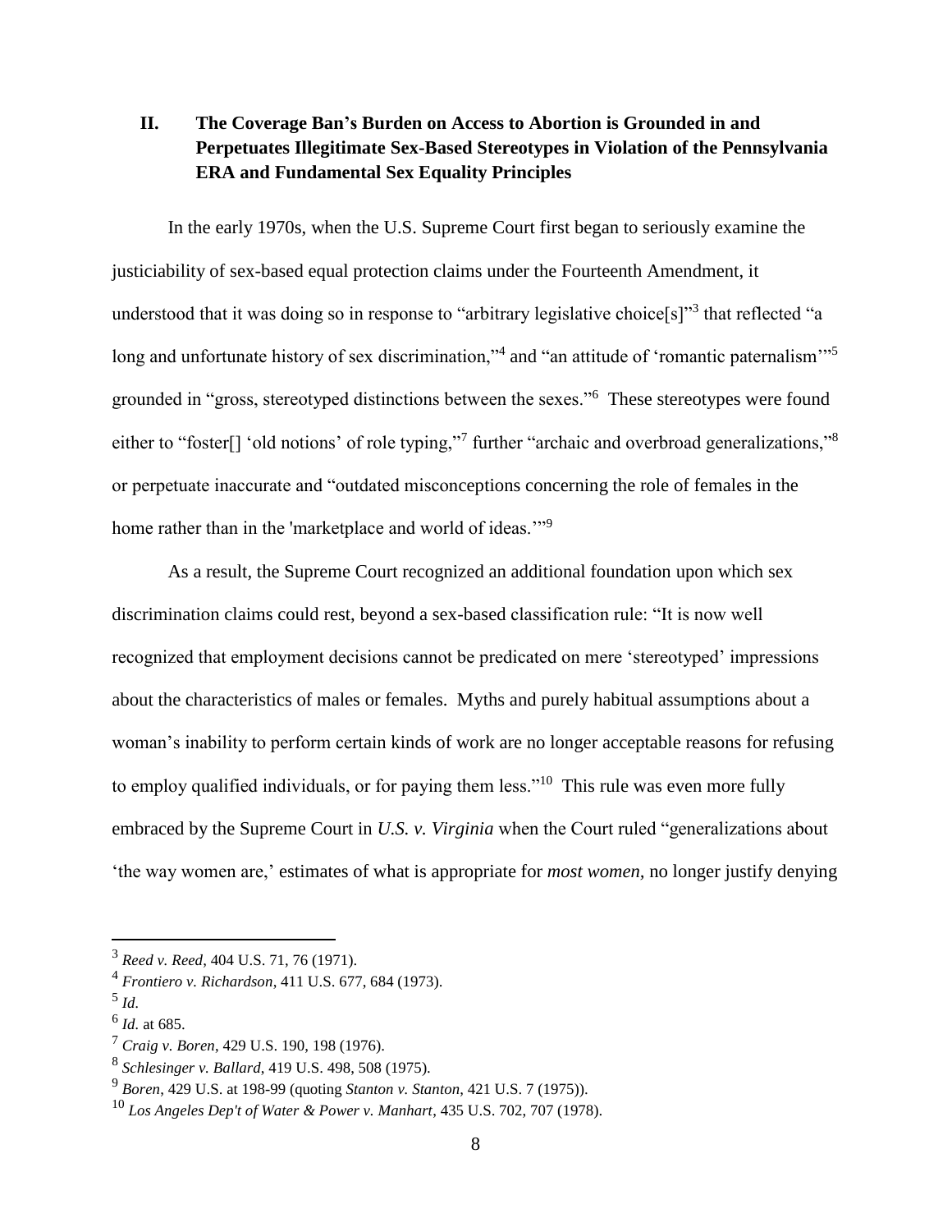## II. The Coverage Ban's Burden on Access to Abortion is Grounded in and Perpetuates Illegitimate Sex-Based Stereotypes in Violation of the Pennsylvania ERA and Fundamental Sex Equality Principles

In the early 1970s, when the U.S. Supreme Court first began to seriously examine the justiciability of sex-based equal protection claims under the Fourteenth Amendment, it understood that it was doing so in response to "arbitrary legislative choice[s]"[3] that reflected "a long and unfortunate history of sex discrimination,"[4] and "an attitude of 'romantic paternalism'"[5] grounded in "gross, stereotyped distinctions between the sexes."[6] These stereotypes were found either to "foster[] 'old notions' of role typing,"[7] further "archaic and overbroad generalizations,"[8] or perpetuate inaccurate and "outdated misconceptions concerning the role of females in the home rather than in the 'marketplace and world of ideas.'"[9]

As a result, the Supreme Court recognized an additional foundation upon which sex discrimination claims could rest, beyond a sex-based classification rule: "It is now well recognized that employment decisions cannot be predicated on mere 'stereotyped' impressions about the characteristics of males or females. Myths and purely habitual assumptions about a woman's inability to perform certain kinds of work are no longer acceptable reasons for refusing to employ qualified individuals, or for paying them less."[10] This rule was even more fully embraced by the Supreme Court in *U.S. v. Virginia* when the Court ruled "generalizations about 'the way women are,' estimates of what is appropriate for *most women*, no longer justify denying

---

[3] *Reed v. Reed*, 404 U.S. 71, 76 (1971).

[4] *Frontiero v. Richardson*, 411 U.S. 677, 684 (1973).

[5] *Id.*

[6] *Id.* at 685.

[7] *Craig v. Boren*, 429 U.S. 190, 198 (1976).

[8] *Schlesinger v. Ballard*, 419 U.S. 498, 508 (1975).

[9] *Boren*, 429 U.S. at 198-99 (quoting *Stanton v. Stanton*, 421 U.S. 7 (1975)).

[10] *Los Angeles Dep't of Water & Power v. Manhart*, 435 U.S. 702, 707 (1978).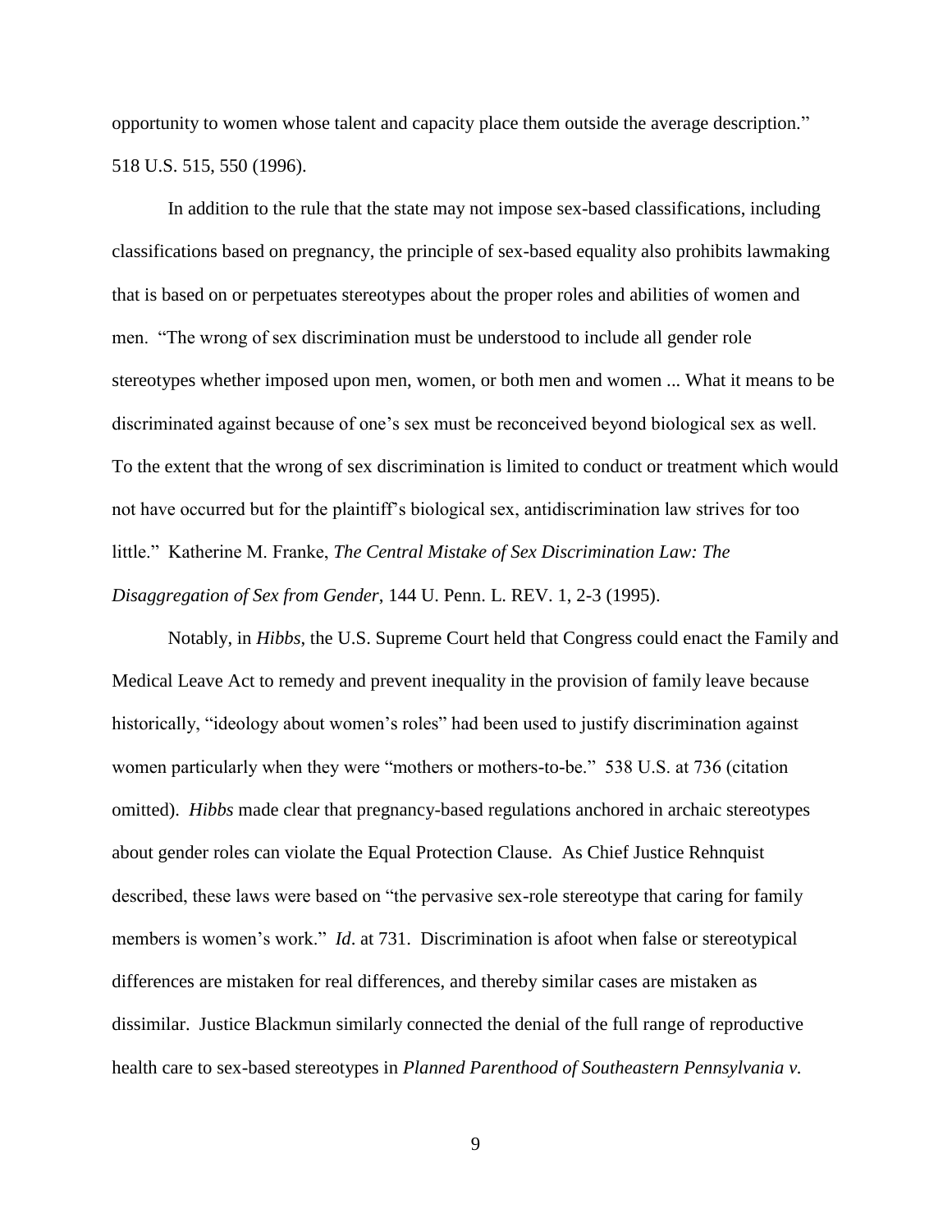opportunity to women whose talent and capacity place them outside the average description." 518 U.S. 515, 550 (1996).

In addition to the rule that the state may not impose sex-based classifications, including classifications based on pregnancy, the principle of sex-based equality also prohibits lawmaking that is based on or perpetuates stereotypes about the proper roles and abilities of women and men. "The wrong of sex discrimination must be understood to include all gender role stereotypes whether imposed upon men, women, or both men and women ... What it means to be discriminated against because of one's sex must be reconceived beyond biological sex as well. To the extent that the wrong of sex discrimination is limited to conduct or treatment which would not have occurred but for the plaintiff's biological sex, antidiscrimination law strives for too little." Katherine M. Franke, *The Central Mistake of Sex Discrimination Law: The Disaggregation of Sex from Gender*, 144 U. Penn. L. REV. 1, 2-3 (1995).

Notably, in *Hibbs*, the U.S. Supreme Court held that Congress could enact the Family and Medical Leave Act to remedy and prevent inequality in the provision of family leave because historically, "ideology about women's roles" had been used to justify discrimination against women particularly when they were "mothers or mothers-to-be." 538 U.S. at 736 (citation omitted). *Hibbs* made clear that pregnancy-based regulations anchored in archaic stereotypes about gender roles can violate the Equal Protection Clause. As Chief Justice Rehnquist described, these laws were based on "the pervasive sex-role stereotype that caring for family members is women's work." *Id*. at 731. Discrimination is afoot when false or stereotypical differences are mistaken for real differences, and thereby similar cases are mistaken as dissimilar. Justice Blackmun similarly connected the denial of the full range of reproductive health care to sex-based stereotypes in *Planned Parenthood of Southeastern Pennsylvania v.*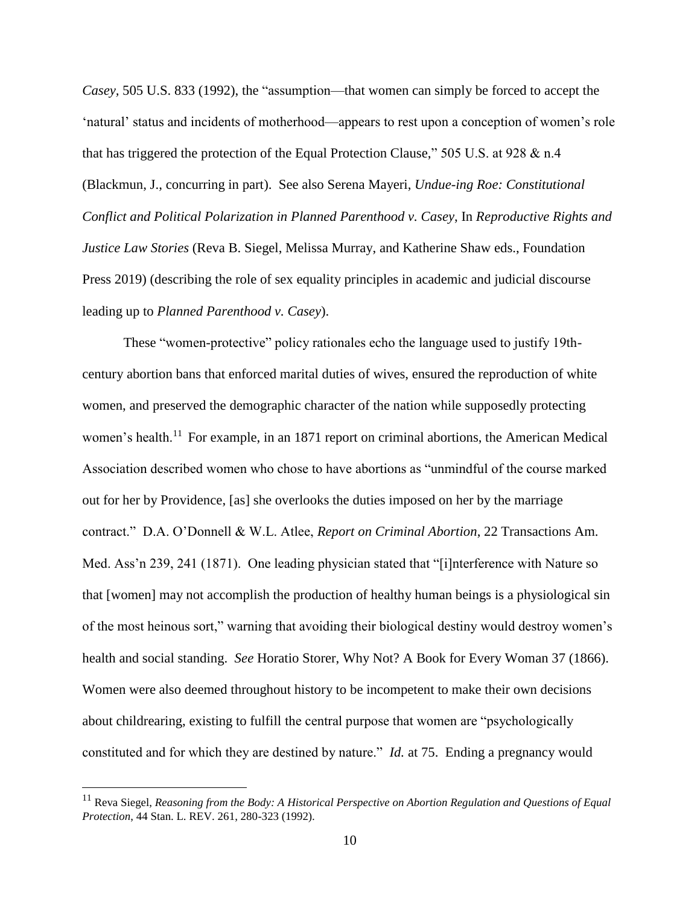*Casey*, 505 U.S. 833 (1992), the "assumption—that women can simply be forced to accept the 'natural' status and incidents of motherhood—appears to rest upon a conception of women's role that has triggered the protection of the Equal Protection Clause," 505 U.S. at 928 & n.4 (Blackmun, J., concurring in part). See also Serena Mayeri, *Undue-ing Roe: Constitutional Conflict and Political Polarization in Planned Parenthood v. Casey*, In *Reproductive Rights and Justice Law Stories* (Reva B. Siegel, Melissa Murray, and Katherine Shaw eds., Foundation Press 2019) (describing the role of sex equality principles in academic and judicial discourse leading up to *Planned Parenthood v. Casey*).

These "women-protective" policy rationales echo the language used to justify 19th-century abortion bans that enforced marital duties of wives, ensured the reproduction of white women, and preserved the demographic character of the nation while supposedly protecting women's health.[11] For example, in an 1871 report on criminal abortions, the American Medical Association described women who chose to have abortions as "unmindful of the course marked out for her by Providence, [as] she overlooks the duties imposed on her by the marriage contract." D.A. O'Donnell & W.L. Atlee, *Report on Criminal Abortion*, 22 Transactions Am. Med. Ass'n 239, 241 (1871). One leading physician stated that "[i]nterference with Nature so that [women] may not accomplish the production of healthy human beings is a physiological sin of the most heinous sort," warning that avoiding their biological destiny would destroy women's health and social standing. *See* Horatio Storer, Why Not? A Book for Every Woman 37 (1866). Women were also deemed throughout history to be incompetent to make their own decisions about childrearing, existing to fulfill the central purpose that women are "psychologically constituted and for which they are destined by nature." *Id.* at 75. Ending a pregnancy would

[11] Reva Siegel, *Reasoning from the Body: A Historical Perspective on Abortion Regulation and Questions of Equal Protection*, 44 Stan. L. REV. 261, 280-323 (1992).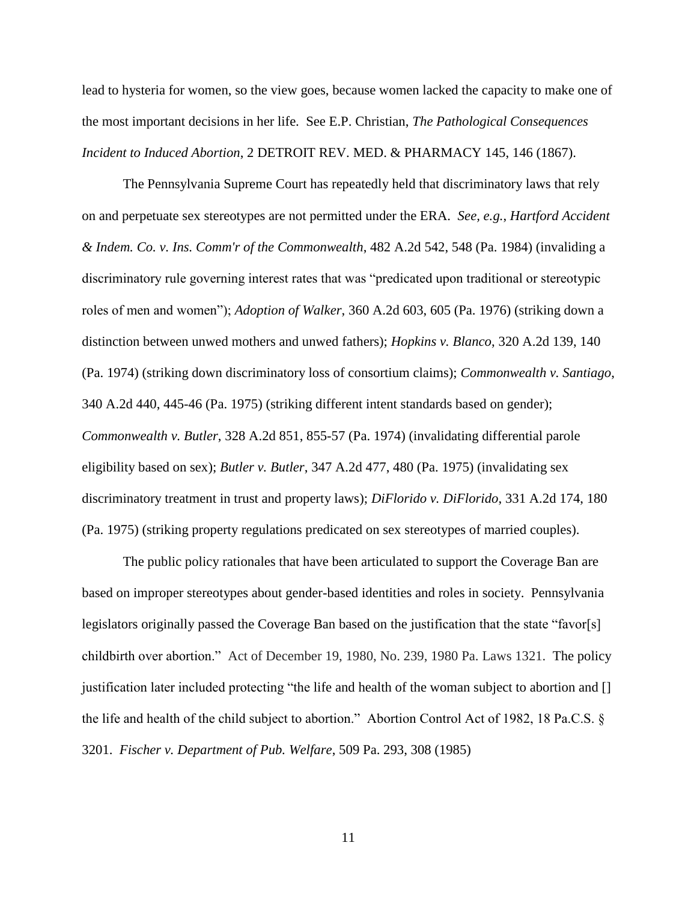lead to hysteria for women, so the view goes, because women lacked the capacity to make one of the most important decisions in her life. See E.P. Christian, *The Pathological Consequences Incident to Induced Abortion*, 2 DETROIT REV. MED. & PHARMACY 145, 146 (1867).

The Pennsylvania Supreme Court has repeatedly held that discriminatory laws that rely on and perpetuate sex stereotypes are not permitted under the ERA. *See, e.g.*, *Hartford Accident & Indem. Co. v. Ins. Comm'r of the Commonwealth*, 482 A.2d 542, 548 (Pa. 1984) (invaliding a discriminatory rule governing interest rates that was "predicated upon traditional or stereotypic roles of men and women"); *Adoption of Walker*, 360 A.2d 603, 605 (Pa. 1976) (striking down a distinction between unwed mothers and unwed fathers); *Hopkins v. Blanco*, 320 A.2d 139, 140 (Pa. 1974) (striking down discriminatory loss of consortium claims); *Commonwealth v. Santiago*, 340 A.2d 440, 445-46 (Pa. 1975) (striking different intent standards based on gender); *Commonwealth v. Butler*, 328 A.2d 851, 855-57 (Pa. 1974) (invalidating differential parole eligibility based on sex); *Butler v. Butler*, 347 A.2d 477, 480 (Pa. 1975) (invalidating sex discriminatory treatment in trust and property laws); *DiFlorido v. DiFlorido*, 331 A.2d 174, 180 (Pa. 1975) (striking property regulations predicated on sex stereotypes of married couples).

The public policy rationales that have been articulated to support the Coverage Ban are based on improper stereotypes about gender-based identities and roles in society. Pennsylvania legislators originally passed the Coverage Ban based on the justification that the state "favor[s] childbirth over abortion." Act of December 19, 1980, No. 239, 1980 Pa. Laws 1321. The policy justification later included protecting "the life and health of the woman subject to abortion and [] the life and health of the child subject to abortion." Abortion Control Act of 1982, 18 Pa.C.S. § 3201. *Fischer v. Department of Pub. Welfare*, 509 Pa. 293, 308 (1985)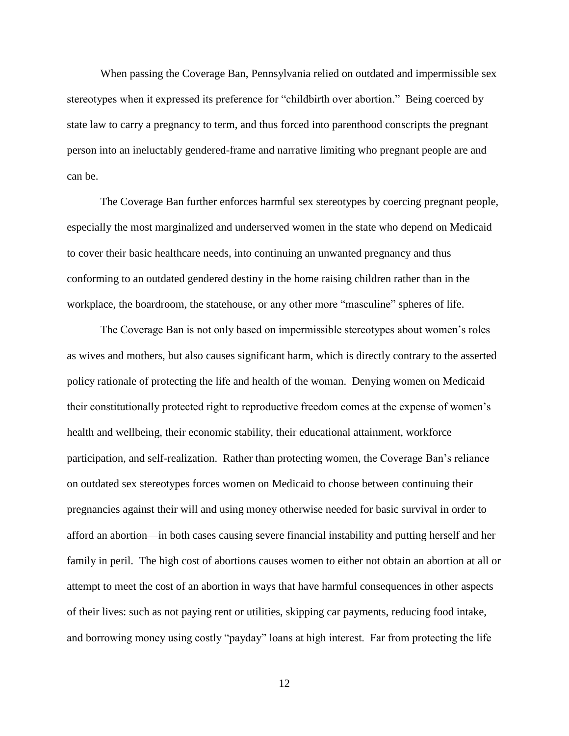When passing the Coverage Ban, Pennsylvania relied on outdated and impermissible sex stereotypes when it expressed its preference for "childbirth over abortion." Being coerced by state law to carry a pregnancy to term, and thus forced into parenthood conscripts the pregnant person into an ineluctably gendered-frame and narrative limiting who pregnant people are and can be.

The Coverage Ban further enforces harmful sex stereotypes by coercing pregnant people, especially the most marginalized and underserved women in the state who depend on Medicaid to cover their basic healthcare needs, into continuing an unwanted pregnancy and thus conforming to an outdated gendered destiny in the home raising children rather than in the workplace, the boardroom, the statehouse, or any other more "masculine" spheres of life.

The Coverage Ban is not only based on impermissible stereotypes about women's roles as wives and mothers, but also causes significant harm, which is directly contrary to the asserted policy rationale of protecting the life and health of the woman. Denying women on Medicaid their constitutionally protected right to reproductive freedom comes at the expense of women's health and wellbeing, their economic stability, their educational attainment, workforce participation, and self-realization. Rather than protecting women, the Coverage Ban's reliance on outdated sex stereotypes forces women on Medicaid to choose between continuing their pregnancies against their will and using money otherwise needed for basic survival in order to afford an abortion—in both cases causing severe financial instability and putting herself and her family in peril. The high cost of abortions causes women to either not obtain an abortion at all or attempt to meet the cost of an abortion in ways that have harmful consequences in other aspects of their lives: such as not paying rent or utilities, skipping car payments, reducing food intake, and borrowing money using costly "payday" loans at high interest. Far from protecting the life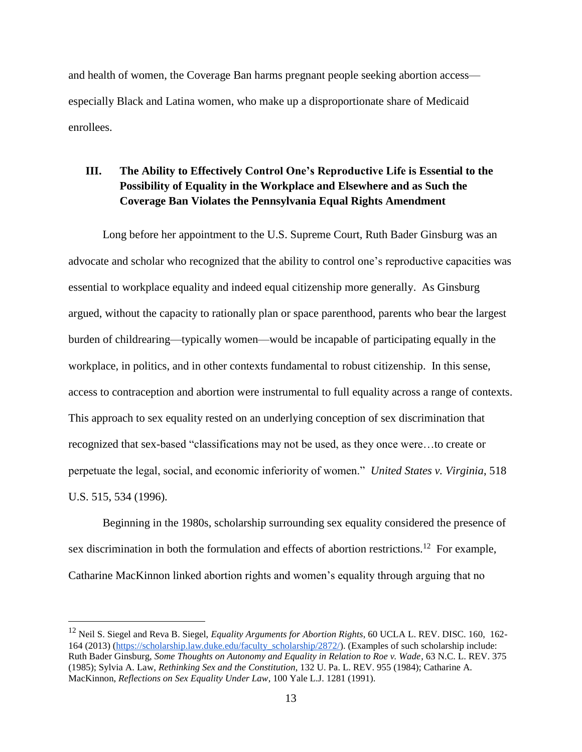and health of women, the Coverage Ban harms pregnant people seeking abortion access—especially Black and Latina women, who make up a disproportionate share of Medicaid enrollees.

## III. The Ability to Effectively Control One's Reproductive Life is Essential to the Possibility of Equality in the Workplace and Elsewhere and as Such the Coverage Ban Violates the Pennsylvania Equal Rights Amendment

Long before her appointment to the U.S. Supreme Court, Ruth Bader Ginsburg was an advocate and scholar who recognized that the ability to control one's reproductive capacities was essential to workplace equality and indeed equal citizenship more generally. As Ginsburg argued, without the capacity to rationally plan or space parenthood, parents who bear the largest burden of childrearing—typically women—would be incapable of participating equally in the workplace, in politics, and in other contexts fundamental to robust citizenship. In this sense, access to contraception and abortion were instrumental to full equality across a range of contexts. This approach to sex equality rested on an underlying conception of sex discrimination that recognized that sex-based "classifications may not be used, as they once were…to create or perpetuate the legal, social, and economic inferiority of women." *United States v. Virginia*, 518 U.S. 515, 534 (1996).

Beginning in the 1980s, scholarship surrounding sex equality considered the presence of sex discrimination in both the formulation and effects of abortion restrictions.[12] For example, Catharine MacKinnon linked abortion rights and women's equality through arguing that no

[12] Neil S. Siegel and Reva B. Siegel, *Equality Arguments for Abortion Rights*, 60 UCLA L. REV. DISC. 160, 162-164 (2013) (https://scholarship.law.duke.edu/faculty_scholarship/2872/). (Examples of such scholarship include: Ruth Bader Ginsburg, *Some Thoughts on Autonomy and Equality in Relation to Roe v. Wade*, 63 N.C. L. REV. 375 (1985); Sylvia A. Law, *Rethinking Sex and the Constitution*, 132 U. Pa. L. REV. 955 (1984); Catharine A. MacKinnon, *Reflections on Sex Equality Under Law*, 100 Yale L.J. 1281 (1991).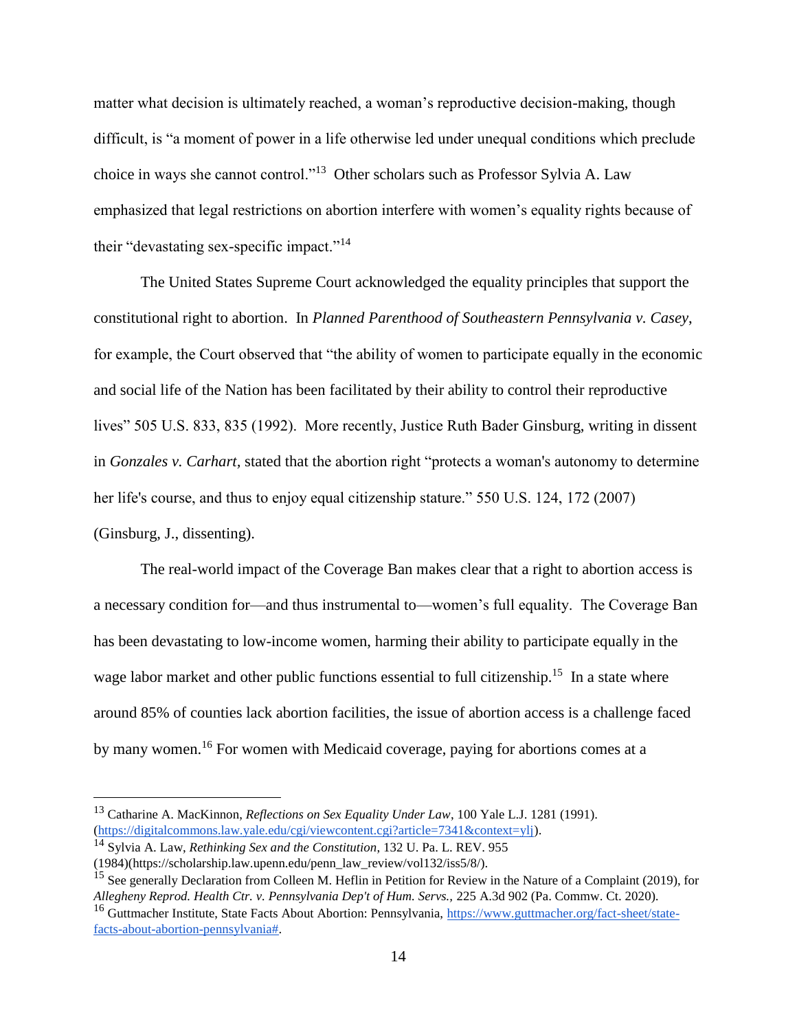matter what decision is ultimately reached, a woman's reproductive decision-making, though difficult, is "a moment of power in a life otherwise led under unequal conditions which preclude choice in ways she cannot control."[13] Other scholars such as Professor Sylvia A. Law emphasized that legal restrictions on abortion interfere with women's equality rights because of their "devastating sex-specific impact."[14]

The United States Supreme Court acknowledged the equality principles that support the constitutional right to abortion. In *Planned Parenthood of Southeastern Pennsylvania v. Casey*, for example, the Court observed that "the ability of women to participate equally in the economic and social life of the Nation has been facilitated by their ability to control their reproductive lives" 505 U.S. 833, 835 (1992). More recently, Justice Ruth Bader Ginsburg, writing in dissent in *Gonzales v. Carhart*, stated that the abortion right "protects a woman's autonomy to determine her life's course, and thus to enjoy equal citizenship stature." 550 U.S. 124, 172 (2007) (Ginsburg, J., dissenting).

The real-world impact of the Coverage Ban makes clear that a right to abortion access is a necessary condition for—and thus instrumental to—women's full equality. The Coverage Ban has been devastating to low-income women, harming their ability to participate equally in the wage labor market and other public functions essential to full citizenship.[15] In a state where around 85% of counties lack abortion facilities, the issue of abortion access is a challenge faced by many women.[16] For women with Medicaid coverage, paying for abortions comes at a

---

[13] Catharine A. MacKinnon, *Reflections on Sex Equality Under Law*, 100 Yale L.J. 1281 (1991). (https://digitalcommons.law.yale.edu/cgi/viewcontent.cgi?article=7341&context=ylj).

[14] Sylvia A. Law, *Rethinking Sex and the Constitution*, 132 U. Pa. L. REV. 955 (1984)(https://scholarship.law.upenn.edu/penn_law_review/vol132/iss5/8/).

[15] See generally Declaration from Colleen M. Heflin in Petition for Review in the Nature of a Complaint (2019), for *Allegheny Reprod. Health Ctr. v. Pennsylvania Dep't of Hum. Servs.*, 225 A.3d 902 (Pa. Commw. Ct. 2020).

[16] Guttmacher Institute, State Facts About Abortion: Pennsylvania, https://www.guttmacher.org/fact-sheet/state-facts-about-abortion-pennsylvania#.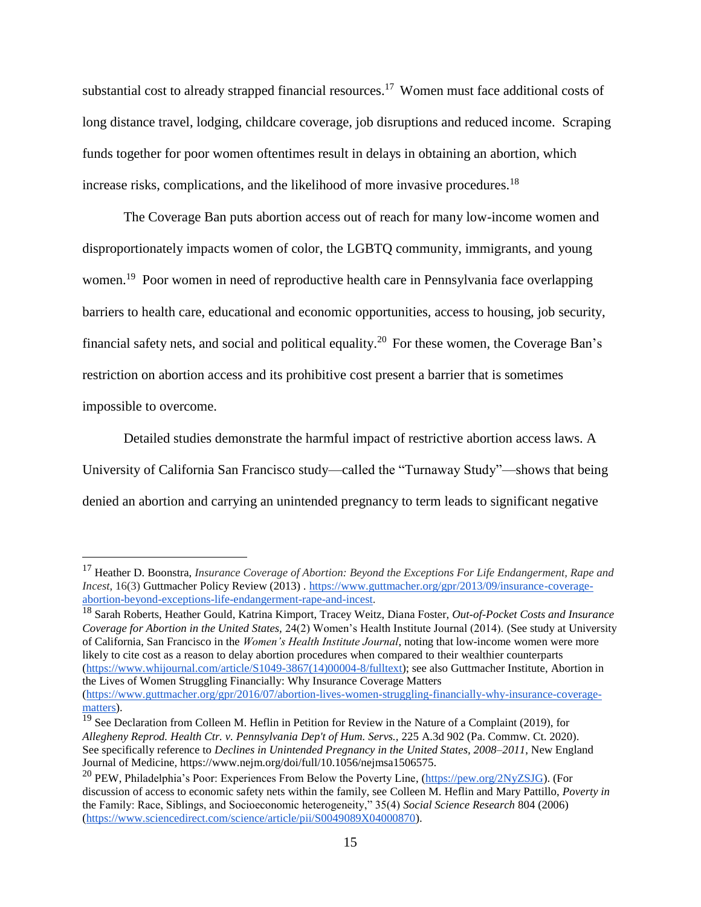substantial cost to already strapped financial resources.[17] Women must face additional costs of long distance travel, lodging, childcare coverage, job disruptions and reduced income. Scraping funds together for poor women oftentimes result in delays in obtaining an abortion, which increase risks, complications, and the likelihood of more invasive procedures.[18]

The Coverage Ban puts abortion access out of reach for many low-income women and disproportionately impacts women of color, the LGBTQ community, immigrants, and young women.[19] Poor women in need of reproductive health care in Pennsylvania face overlapping barriers to health care, educational and economic opportunities, access to housing, job security, financial safety nets, and social and political equality.[20] For these women, the Coverage Ban's restriction on abortion access and its prohibitive cost present a barrier that is sometimes impossible to overcome.

Detailed studies demonstrate the harmful impact of restrictive abortion access laws. A University of California San Francisco study—called the "Turnaway Study"—shows that being denied an abortion and carrying an unintended pregnancy to term leads to significant negative

---

[17] Heather D. Boonstra, *Insurance Coverage of Abortion: Beyond the Exceptions For Life Endangerment, Rape and Incest*, 16(3) Guttmacher Policy Review (2013) . https://www.guttmacher.org/gpr/2013/09/insurance-coverage-abortion-beyond-exceptions-life-endangerment-rape-and-incest.

[18] Sarah Roberts, Heather Gould, Katrina Kimport, Tracey Weitz, Diana Foster, *Out-of-Pocket Costs and Insurance Coverage for Abortion in the United States,* 24(2) Women's Health Institute Journal (2014). (See study at University of California, San Francisco in the *Women's Health Institute Journal*, noting that low-income women were more likely to cite cost as a reason to delay abortion procedures when compared to their wealthier counterparts (https://www.whijournal.com/article/S1049-3867(14)00004-8/fulltext); see also Guttmacher Institute, Abortion in the Lives of Women Struggling Financially: Why Insurance Coverage Matters (https://www.guttmacher.org/gpr/2016/07/abortion-lives-women-struggling-financially-why-insurance-coverage-matters).

[19] See Declaration from Colleen M. Heflin in Petition for Review in the Nature of a Complaint (2019), for *Allegheny Reprod. Health Ctr. v. Pennsylvania Dep't of Hum. Servs.,* 225 A.3d 902 (Pa. Commw. Ct. 2020). See specifically reference to *Declines in Unintended Pregnancy in the United States, 2008–2011*, New England Journal of Medicine, https://www.nejm.org/doi/full/10.1056/nejmsa1506575.

[20] PEW, Philadelphia's Poor: Experiences From Below the Poverty Line, (https://pew.org/2NyZSJG). (For discussion of access to economic safety nets within the family, see Colleen M. Heflin and Mary Pattillo, *Poverty in* the Family: Race, Siblings, and Socioeconomic heterogeneity," 35(4) *Social Science Research* 804 (2006) (https://www.sciencedirect.com/science/article/pii/S0049089X04000870).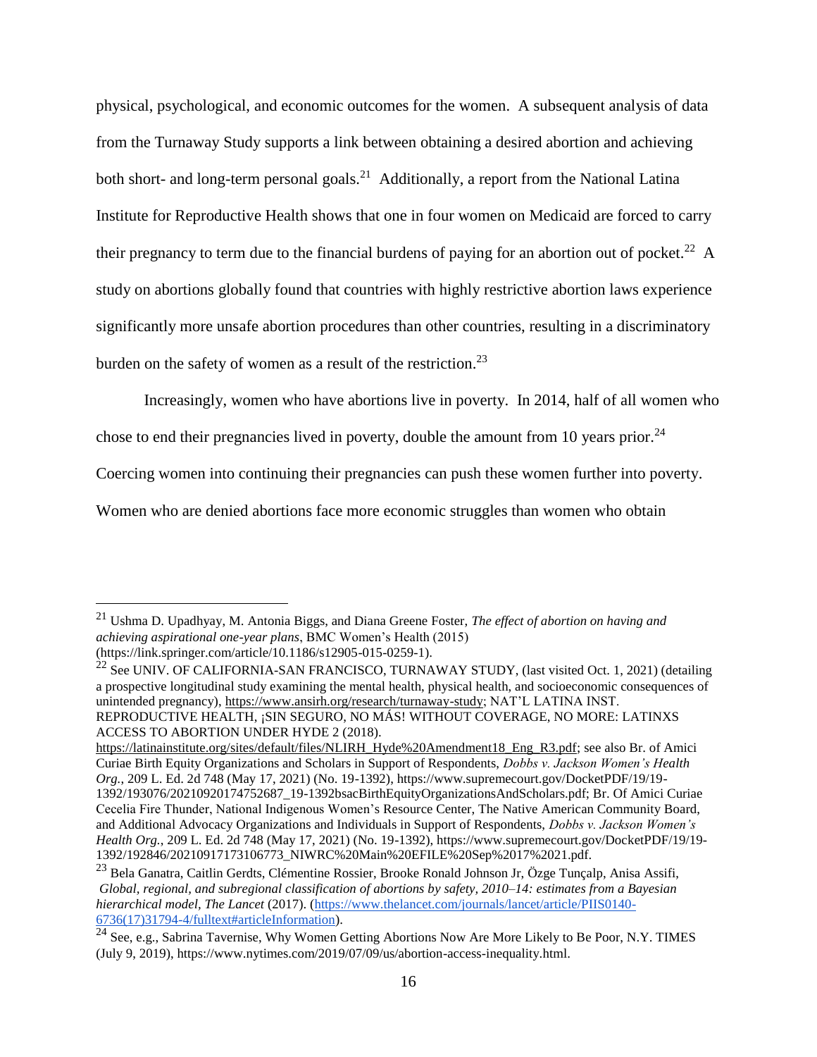physical, psychological, and economic outcomes for the women. A subsequent analysis of data from the Turnaway Study supports a link between obtaining a desired abortion and achieving both short- and long-term personal goals.[21] Additionally, a report from the National Latina Institute for Reproductive Health shows that one in four women on Medicaid are forced to carry their pregnancy to term due to the financial burdens of paying for an abortion out of pocket.[22] A study on abortions globally found that countries with highly restrictive abortion laws experience significantly more unsafe abortion procedures than other countries, resulting in a discriminatory burden on the safety of women as a result of the restriction.[23]

Increasingly, women who have abortions live in poverty. In 2014, half of all women who chose to end their pregnancies lived in poverty, double the amount from 10 years prior.[24] Coercing women into continuing their pregnancies can push these women further into poverty. Women who are denied abortions face more economic struggles than women who obtain

---

[21] Ushma D. Upadhyay, M. Antonia Biggs, and Diana Greene Foster, *The effect of abortion on having and achieving aspirational one-year plans*, BMC Women's Health (2015) (https://link.springer.com/article/10.1186/s12905-015-0259-1).

[22] See UNIV. OF CALIFORNIA-SAN FRANCISCO, TURNAWAY STUDY, (last visited Oct. 1, 2021) (detailing a prospective longitudinal study examining the mental health, physical health, and socioeconomic consequences of unintended pregnancy), https://www.ansirh.org/research/turnaway-study; NAT'L LATINA INST. REPRODUCTIVE HEALTH, ¡SIN SEGURO, NO MÁS! WITHOUT COVERAGE, NO MORE: LATINXS ACCESS TO ABORTION UNDER HYDE 2 (2018). https://latinainstitute.org/sites/default/files/NLIRH_Hyde%20Amendment18_Eng_R3.pdf; see also Br. of Amici Curiae Birth Equity Organizations and Scholars in Support of Respondents, *Dobbs v. Jackson Women's Health Org.*, 209 L. Ed. 2d 748 (May 17, 2021) (No. 19-1392), https://www.supremecourt.gov/DocketPDF/19/19-1392/193076/20210920174752687_19-1392bsacBirthEquityOrganizationsAndScholars.pdf; Br. Of Amici Curiae Cecelia Fire Thunder, National Indigenous Women's Resource Center, The Native American Community Board, and Additional Advocacy Organizations and Individuals in Support of Respondents, *Dobbs v. Jackson Women's Health Org.*, 209 L. Ed. 2d 748 (May 17, 2021) (No. 19-1392), https://www.supremecourt.gov/DocketPDF/19/19-1392/192846/20210917173106773_NIWRC%20Main%20EFILE%20Sep%2017%2021.pdf.

[23] Bela Ganatra, Caitlin Gerdts, Clémentine Rossier, Brooke Ronald Johnson Jr, Özge Tunçalp, Anisa Assifi, *Global, regional, and subregional classification of abortions by safety, 2010–14: estimates from a Bayesian hierarchical model*, *The Lancet* (2017). (https://www.thelancet.com/journals/lancet/article/PIIS0140-6736(17)31794-4/fulltext#articleInformation).

[24] See, e.g., Sabrina Tavernise, Why Women Getting Abortions Now Are More Likely to Be Poor, N.Y. TIMES (July 9, 2019), https://www.nytimes.com/2019/07/09/us/abortion-access-inequality.html.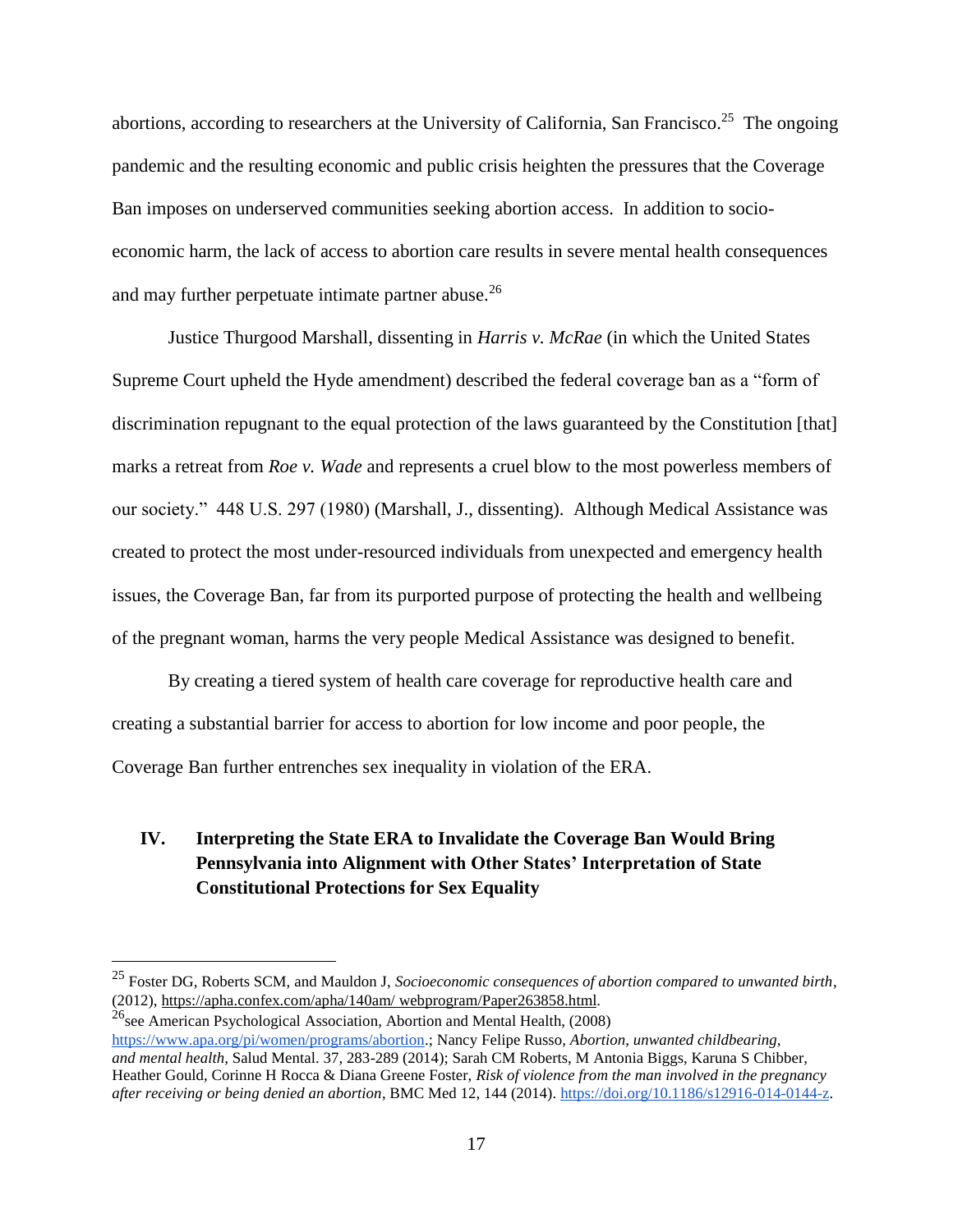abortions, according to researchers at the University of California, San Francisco.[25] The ongoing pandemic and the resulting economic and public crisis heighten the pressures that the Coverage Ban imposes on underserved communities seeking abortion access. In addition to socio-economic harm, the lack of access to abortion care results in severe mental health consequences and may further perpetuate intimate partner abuse.[26]

Justice Thurgood Marshall, dissenting in *Harris v. McRae* (in which the United States Supreme Court upheld the Hyde amendment) described the federal coverage ban as a "form of discrimination repugnant to the equal protection of the laws guaranteed by the Constitution [that] marks a retreat from *Roe v. Wade* and represents a cruel blow to the most powerless members of our society." 448 U.S. 297 (1980) (Marshall, J., dissenting). Although Medical Assistance was created to protect the most under-resourced individuals from unexpected and emergency health issues, the Coverage Ban, far from its purported purpose of protecting the health and wellbeing of the pregnant woman, harms the very people Medical Assistance was designed to benefit.

By creating a tiered system of health care coverage for reproductive health care and creating a substantial barrier for access to abortion for low income and poor people, the Coverage Ban further entrenches sex inequality in violation of the ERA.

## IV. Interpreting the State ERA to Invalidate the Coverage Ban Would Bring Pennsylvania into Alignment with Other States' Interpretation of State Constitutional Protections for Sex Equality

---

[25] Foster DG, Roberts SCM, and Mauldon J, *Socioeconomic consequences of abortion compared to unwanted birth*, (2012), https://apha.confex.com/apha/140am/ webprogram/Paper263858.html.

[26] see American Psychological Association, Abortion and Mental Health, (2008) https://www.apa.org/pi/women/programs/abortion.; Nancy Felipe Russo, *Abortion, unwanted childbearing, and mental health,* Salud Mental. 37, 283-289 (2014); Sarah CM Roberts, M Antonia Biggs, Karuna S Chibber, Heather Gould, Corinne H Rocca & Diana Greene Foster, *Risk of violence from the man involved in the pregnancy after receiving or being denied an abortion*, BMC Med 12, 144 (2014). https://doi.org/10.1186/s12916-014-0144-z.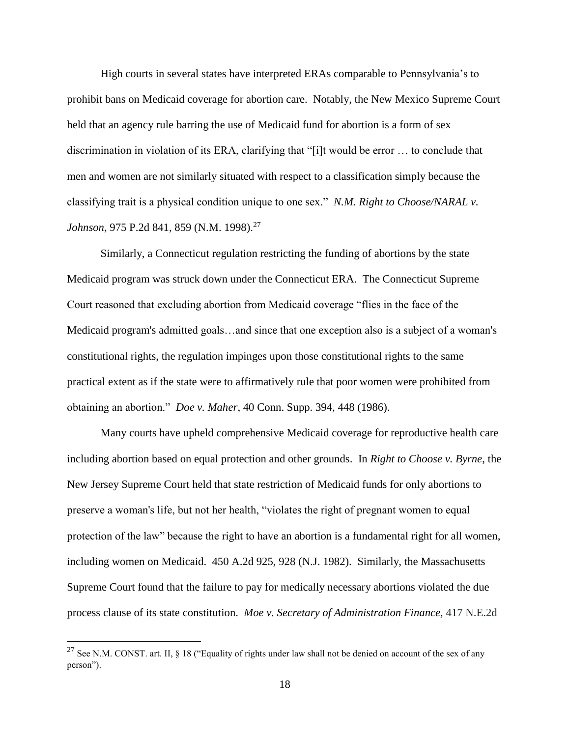High courts in several states have interpreted ERAs comparable to Pennsylvania's to prohibit bans on Medicaid coverage for abortion care. Notably, the New Mexico Supreme Court held that an agency rule barring the use of Medicaid fund for abortion is a form of sex discrimination in violation of its ERA, clarifying that "[i]t would be error … to conclude that men and women are not similarly situated with respect to a classification simply because the classifying trait is a physical condition unique to one sex." *N.M. Right to Choose/NARAL v. Johnson*, 975 P.2d 841, 859 (N.M. 1998).[27]

Similarly, a Connecticut regulation restricting the funding of abortions by the state Medicaid program was struck down under the Connecticut ERA. The Connecticut Supreme Court reasoned that excluding abortion from Medicaid coverage "flies in the face of the Medicaid program's admitted goals…and since that one exception also is a subject of a woman's constitutional rights, the regulation impinges upon those constitutional rights to the same practical extent as if the state were to affirmatively rule that poor women were prohibited from obtaining an abortion." *Doe v. Maher*, 40 Conn. Supp. 394, 448 (1986).

Many courts have upheld comprehensive Medicaid coverage for reproductive health care including abortion based on equal protection and other grounds. In *Right to Choose v. Byrne*, the New Jersey Supreme Court held that state restriction of Medicaid funds for only abortions to preserve a woman's life, but not her health, "violates the right of pregnant women to equal protection of the law" because the right to have an abortion is a fundamental right for all women, including women on Medicaid. 450 A.2d 925, 928 (N.J. 1982). Similarly, the Massachusetts Supreme Court found that the failure to pay for medically necessary abortions violated the due process clause of its state constitution. *Moe v. Secretary of Administration Finance*, 417 N.E.2d

[27] See N.M. CONST. art. II, § 18 ("Equality of rights under law shall not be denied on account of the sex of any person").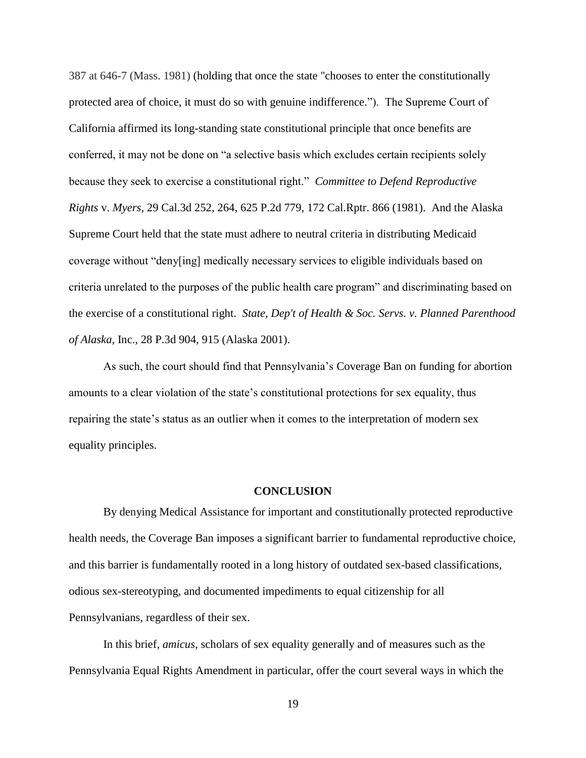387 at 646-7 (Mass. 1981) (holding that once the state "chooses to enter the constitutionally protected area of choice, it must do so with genuine indifference."). The Supreme Court of California affirmed its long-standing state constitutional principle that once benefits are conferred, it may not be done on "a selective basis which excludes certain recipients solely because they seek to exercise a constitutional right." *Committee to Defend Reproductive Rights* v. *Myers*, 29 Cal.3d 252, 264, 625 P.2d 779, 172 Cal.Rptr. 866 (1981). And the Alaska Supreme Court held that the state must adhere to neutral criteria in distributing Medicaid coverage without "deny[ing] medically necessary services to eligible individuals based on criteria unrelated to the purposes of the public health care program" and discriminating based on the exercise of a constitutional right. *State, Dep't of Health & Soc. Servs. v. Planned Parenthood of Alaska*, Inc., 28 P.3d 904, 915 (Alaska 2001).

As such, the court should find that Pennsylvania's Coverage Ban on funding for abortion amounts to a clear violation of the state's constitutional protections for sex equality, thus repairing the state's status as an outlier when it comes to the interpretation of modern sex equality principles.

## CONCLUSION

By denying Medical Assistance for important and constitutionally protected reproductive health needs, the Coverage Ban imposes a significant barrier to fundamental reproductive choice, and this barrier is fundamentally rooted in a long history of outdated sex-based classifications, odious sex-stereotyping, and documented impediments to equal citizenship for all Pennsylvanians, regardless of their sex.

In this brief, *amicus*, scholars of sex equality generally and of measures such as the Pennsylvania Equal Rights Amendment in particular, offer the court several ways in which the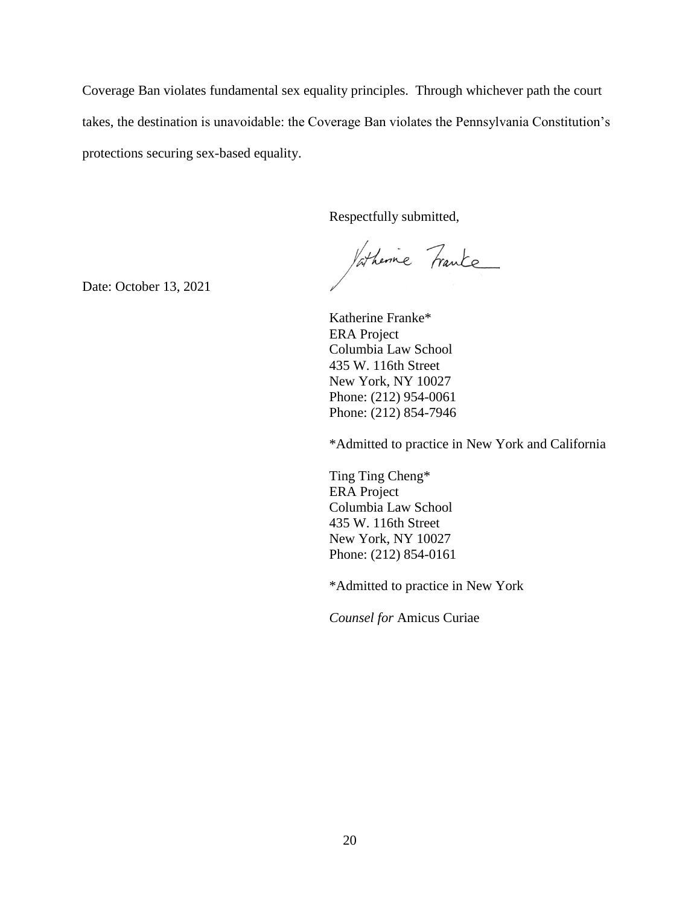Coverage Ban violates fundamental sex equality principles. Through whichever path the court takes, the destination is unavoidable: the Coverage Ban violates the Pennsylvania Constitution's protections securing sex-based equality.

Respectfully submitted,

Date: October 13, 2021

Katherine Franke*
ERA Project
Columbia Law School
435 W. 116th Street
New York, NY 10027
Phone: (212) 954-0061
Phone: (212) 854-7946

*Admitted to practice in New York and California

Ting Ting Cheng*
ERA Project
Columbia Law School
435 W. 116th Street
New York, NY 10027
Phone: (212) 854-0161

*Admitted to practice in New York

*Counsel for* Amicus Curiae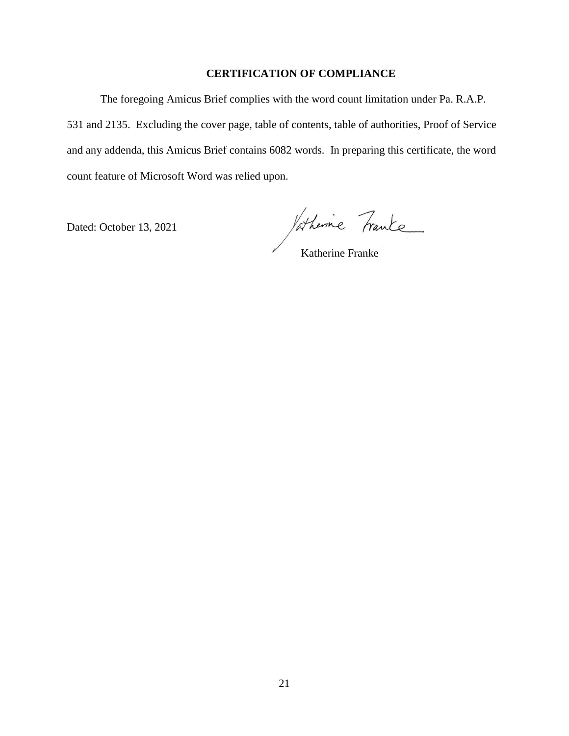**CERTIFICATION OF COMPLIANCE**

The foregoing Amicus Brief complies with the word count limitation under Pa. R.A.P. 531 and 2135. Excluding the cover page, table of contents, table of authorities, Proof of Service and any addenda, this Amicus Brief contains 6082 words. In preparing this certificate, the word count feature of Microsoft Word was relied upon.

Dated: October 13, 2021

Katherine Franke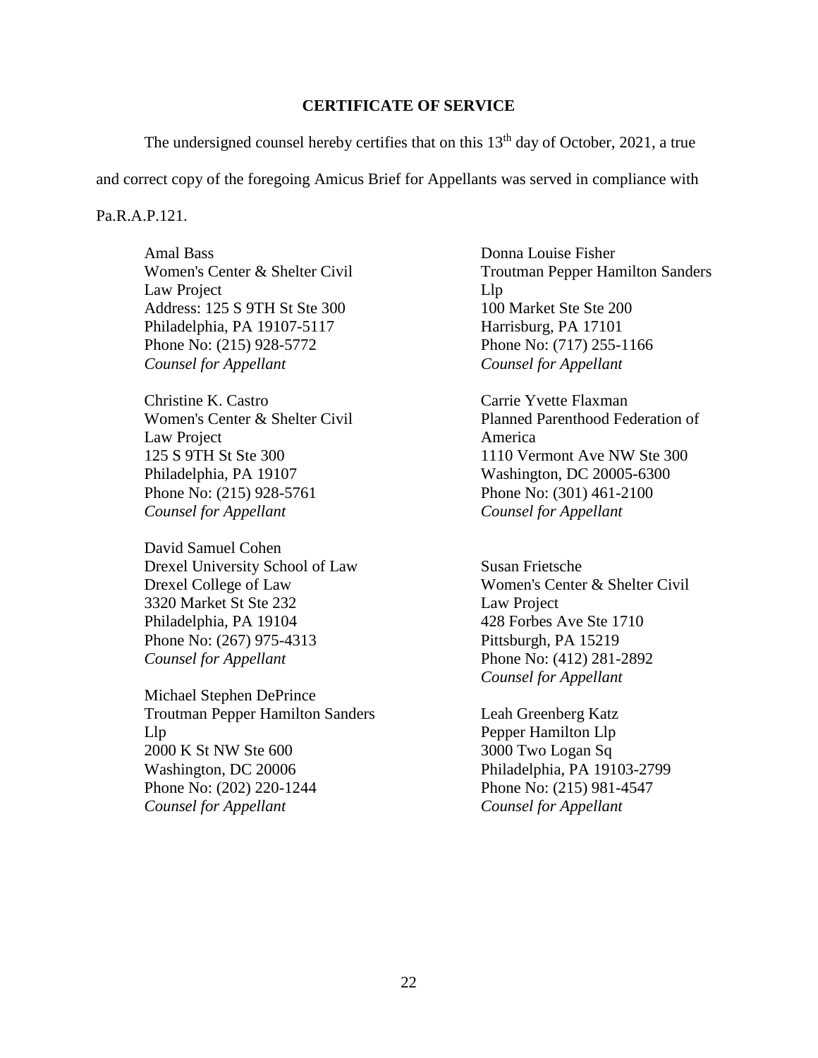## CERTIFICATE OF SERVICE

The undersigned counsel hereby certifies that on this 13th day of October, 2021, a true and correct copy of the foregoing Amicus Brief for Appellants was served in compliance with Pa.R.A.P.121.

Amal Bass
Women's Center & Shelter Civil Law Project
Address: 125 S 9TH St Ste 300
Philadelphia, PA 19107-5117
Phone No: (215) 928-5772
*Counsel for Appellant*

Christine K. Castro
Women's Center & Shelter Civil Law Project
125 S 9TH St Ste 300
Philadelphia, PA 19107
Phone No: (215) 928-5761
*Counsel for Appellant*

David Samuel Cohen
Drexel University School of Law
Drexel College of Law
3320 Market St Ste 232
Philadelphia, PA 19104
Phone No: (267) 975-4313
*Counsel for Appellant*

Michael Stephen DePrince
Troutman Pepper Hamilton Sanders Llp
2000 K St NW Ste 600
Washington, DC 20006
Phone No: (202) 220-1244
*Counsel for Appellant*

Donna Louise Fisher
Troutman Pepper Hamilton Sanders Llp
100 Market Ste Ste 200
Harrisburg, PA 17101
Phone No: (717) 255-1166
*Counsel for Appellant*

Carrie Yvette Flaxman
Planned Parenthood Federation of America
1110 Vermont Ave NW Ste 300
Washington, DC 20005-6300
Phone No: (301) 461-2100
*Counsel for Appellant*

Susan Frietsche
Women's Center & Shelter Civil Law Project
428 Forbes Ave Ste 1710
Pittsburgh, PA 15219
Phone No: (412) 281-2892
*Counsel for Appellant*

Leah Greenberg Katz
Pepper Hamilton Llp
3000 Two Logan Sq
Philadelphia, PA 19103-2799
Phone No: (215) 981-4547
*Counsel for Appellant*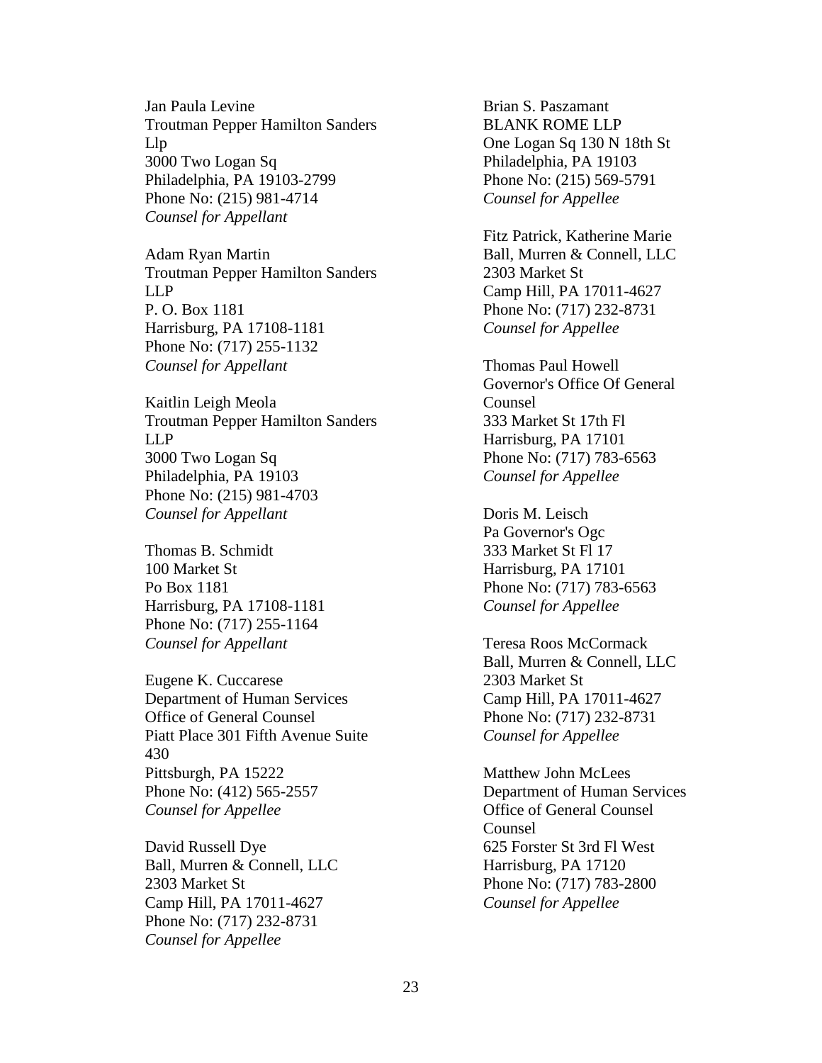Jan Paula Levine
Troutman Pepper Hamilton Sanders Llp
3000 Two Logan Sq
Philadelphia, PA 19103-2799
Phone No: (215) 981-4714
*Counsel for Appellant*

Adam Ryan Martin
Troutman Pepper Hamilton Sanders LLP
P. O. Box 1181
Harrisburg, PA 17108-1181
Phone No: (717) 255-1132
*Counsel for Appellant*

Kaitlin Leigh Meola
Troutman Pepper Hamilton Sanders LLP
3000 Two Logan Sq
Philadelphia, PA 19103
Phone No: (215) 981-4703
*Counsel for Appellant*

Thomas B. Schmidt
100 Market St
Po Box 1181
Harrisburg, PA 17108-1181
Phone No: (717) 255-1164
*Counsel for Appellant*

Eugene K. Cuccarese
Department of Human Services
Office of General Counsel
Piatt Place 301 Fifth Avenue Suite 430
Pittsburgh, PA 15222
Phone No: (412) 565-2557
*Counsel for Appellee*

David Russell Dye
Ball, Murren & Connell, LLC
2303 Market St
Camp Hill, PA 17011-4627
Phone No: (717) 232-8731
*Counsel for Appellee*

Brian S. Paszamant
BLANK ROME LLP
One Logan Sq 130 N 18th St
Philadelphia, PA 19103
Phone No: (215) 569-5791
*Counsel for Appellee*

Fitz Patrick, Katherine Marie
Ball, Murren & Connell, LLC
2303 Market St
Camp Hill, PA 17011-4627
Phone No: (717) 232-8731
*Counsel for Appellee*

Thomas Paul Howell
Governor's Office Of General Counsel
333 Market St 17th Fl
Harrisburg, PA 17101
Phone No: (717) 783-6563
*Counsel for Appellee*

Doris M. Leisch
Pa Governor's Ogc
333 Market St Fl 17
Harrisburg, PA 17101
Phone No: (717) 783-6563
*Counsel for Appellee*

Teresa Roos McCormack
Ball, Murren & Connell, LLC
2303 Market St
Camp Hill, PA 17011-4627
Phone No: (717) 232-8731
*Counsel for Appellee*

Matthew John McLees
Department of Human Services
Office of General Counsel
Counsel
625 Forster St 3rd Fl West
Harrisburg, PA 17120
Phone No: (717) 783-2800
*Counsel for Appellee*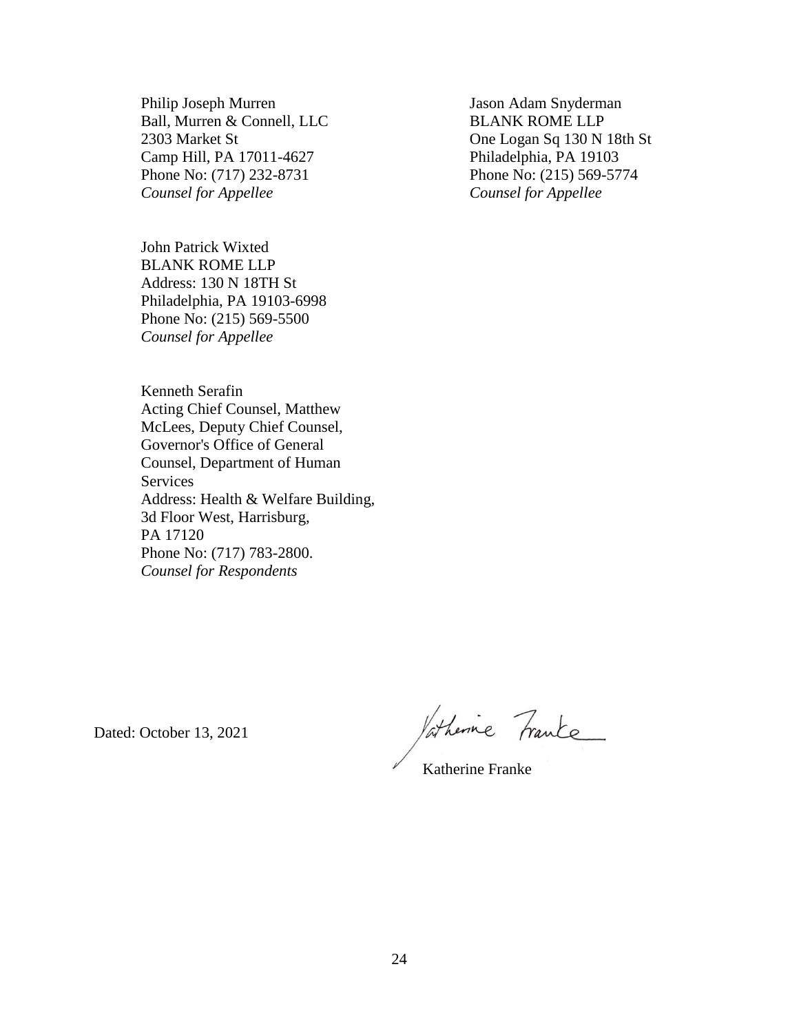Philip Joseph Murren
Ball, Murren & Connell, LLC
2303 Market St
Camp Hill, PA 17011-4627
Phone No: (717) 232-8731
*Counsel for Appellee*

Jason Adam Snyderman
BLANK ROME LLP
One Logan Sq 130 N 18th St
Philadelphia, PA 19103
Phone No: (215) 569-5774
*Counsel for Appellee*

John Patrick Wixted
BLANK ROME LLP
Address: 130 N 18TH St
Philadelphia, PA 19103-6998
Phone No: (215) 569-5500
*Counsel for Appellee*

Kenneth Serafin
Acting Chief Counsel, Matthew McLees, Deputy Chief Counsel, Governor's Office of General Counsel, Department of Human Services
Address: Health & Welfare Building, 3d Floor West, Harrisburg, PA 17120
Phone No: (717) 783-2800.
*Counsel for Respondents*

Dated: October 13, 2021

Katherine Franke